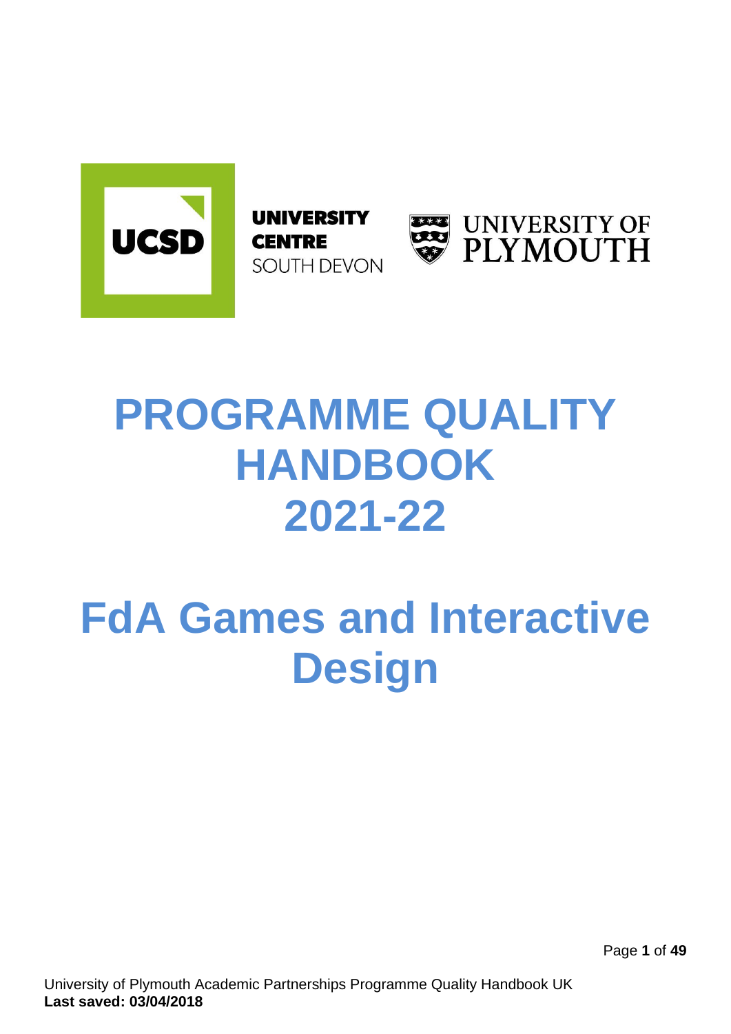UNIVERSITY CENTRE SOUTH DEVON

UNIVERSITY OF PLYMOUTH

# PROGRAMME QUALITY HANDBOOK 2021-22

# FdA Games and Interactive Design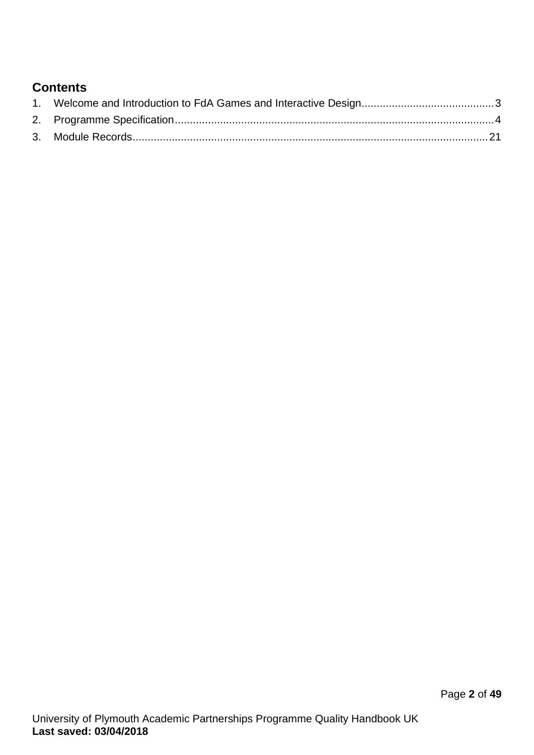## Contents

1. Welcome and Introduction to FdA Games and Interactive Design........................................... 3
2. Programme Specification......................................................................................................... 4
3. Module Records..................................................................................................................... 21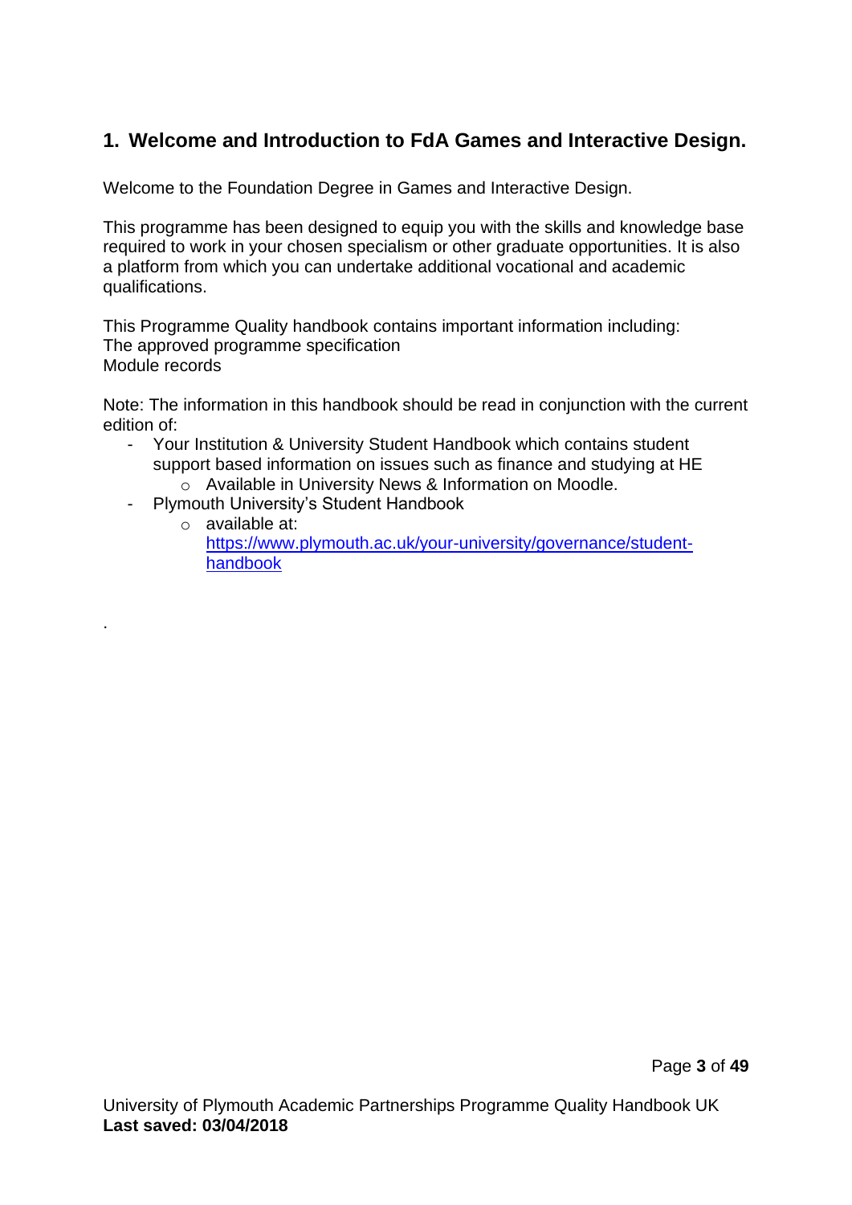## 1. Welcome and Introduction to FdA Games and Interactive Design.

Welcome to the Foundation Degree in Games and Interactive Design.

This programme has been designed to equip you with the skills and knowledge base required to work in your chosen specialism or other graduate opportunities. It is also a platform from which you can undertake additional vocational and academic qualifications.

This Programme Quality handbook contains important information including:
The approved programme specification
Module records

Note: The information in this handbook should be read in conjunction with the current edition of:

- Your Institution & University Student Handbook which contains student support based information on issues such as finance and studying at HE
  - Available in University News & Information on Moodle.
- Plymouth University's Student Handbook
  - available at: [https://www.plymouth.ac.uk/your-university/governance/student-handbook](https://www.plymouth.ac.uk/your-university/governance/student-handbook)

.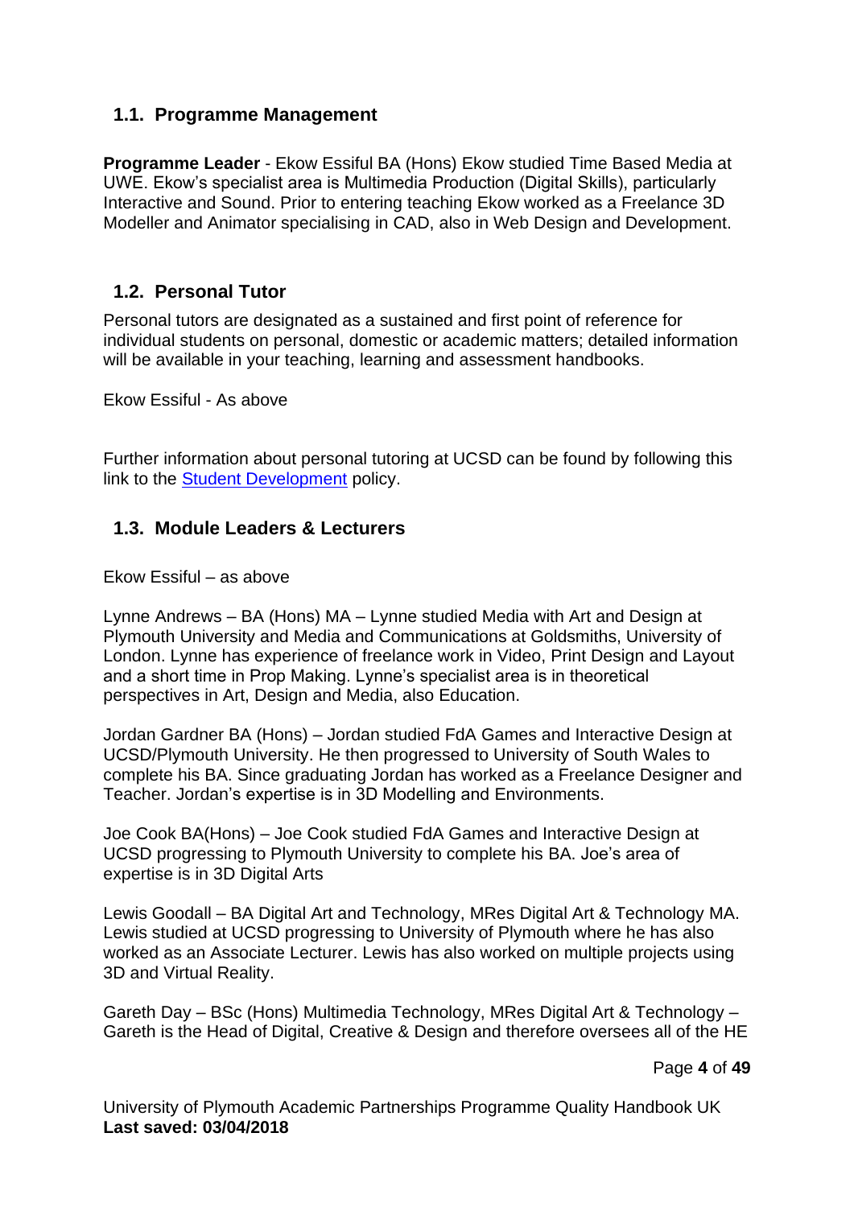## 1.1. Programme Management

**Programme Leader** - Ekow Essiful BA (Hons) Ekow studied Time Based Media at UWE. Ekow's specialist area is Multimedia Production (Digital Skills), particularly Interactive and Sound. Prior to entering teaching Ekow worked as a Freelance 3D Modeller and Animator specialising in CAD, also in Web Design and Development.

## 1.2. Personal Tutor

Personal tutors are designated as a sustained and first point of reference for individual students on personal, domestic or academic matters; detailed information will be available in your teaching, learning and assessment handbooks.

Ekow Essiful - As above

Further information about personal tutoring at UCSD can be found by following this link to the [Student Development] policy.

## 1.3. Module Leaders & Lecturers

Ekow Essiful – as above

Lynne Andrews – BA (Hons) MA – Lynne studied Media with Art and Design at Plymouth University and Media and Communications at Goldsmiths, University of London. Lynne has experience of freelance work in Video, Print Design and Layout and a short time in Prop Making. Lynne's specialist area is in theoretical perspectives in Art, Design and Media, also Education.

Jordan Gardner BA (Hons) – Jordan studied FdA Games and Interactive Design at UCSD/Plymouth University. He then progressed to University of South Wales to complete his BA. Since graduating Jordan has worked as a Freelance Designer and Teacher. Jordan's expertise is in 3D Modelling and Environments.

Joe Cook BA(Hons) – Joe Cook studied FdA Games and Interactive Design at UCSD progressing to Plymouth University to complete his BA. Joe's area of expertise is in 3D Digital Arts

Lewis Goodall – BA Digital Art and Technology, MRes Digital Art & Technology MA. Lewis studied at UCSD progressing to University of Plymouth where he has also worked as an Associate Lecturer. Lewis has also worked on multiple projects using 3D and Virtual Reality.

Gareth Day – BSc (Hons) Multimedia Technology, MRes Digital Art & Technology – Gareth is the Head of Digital, Creative & Design and therefore oversees all of the HE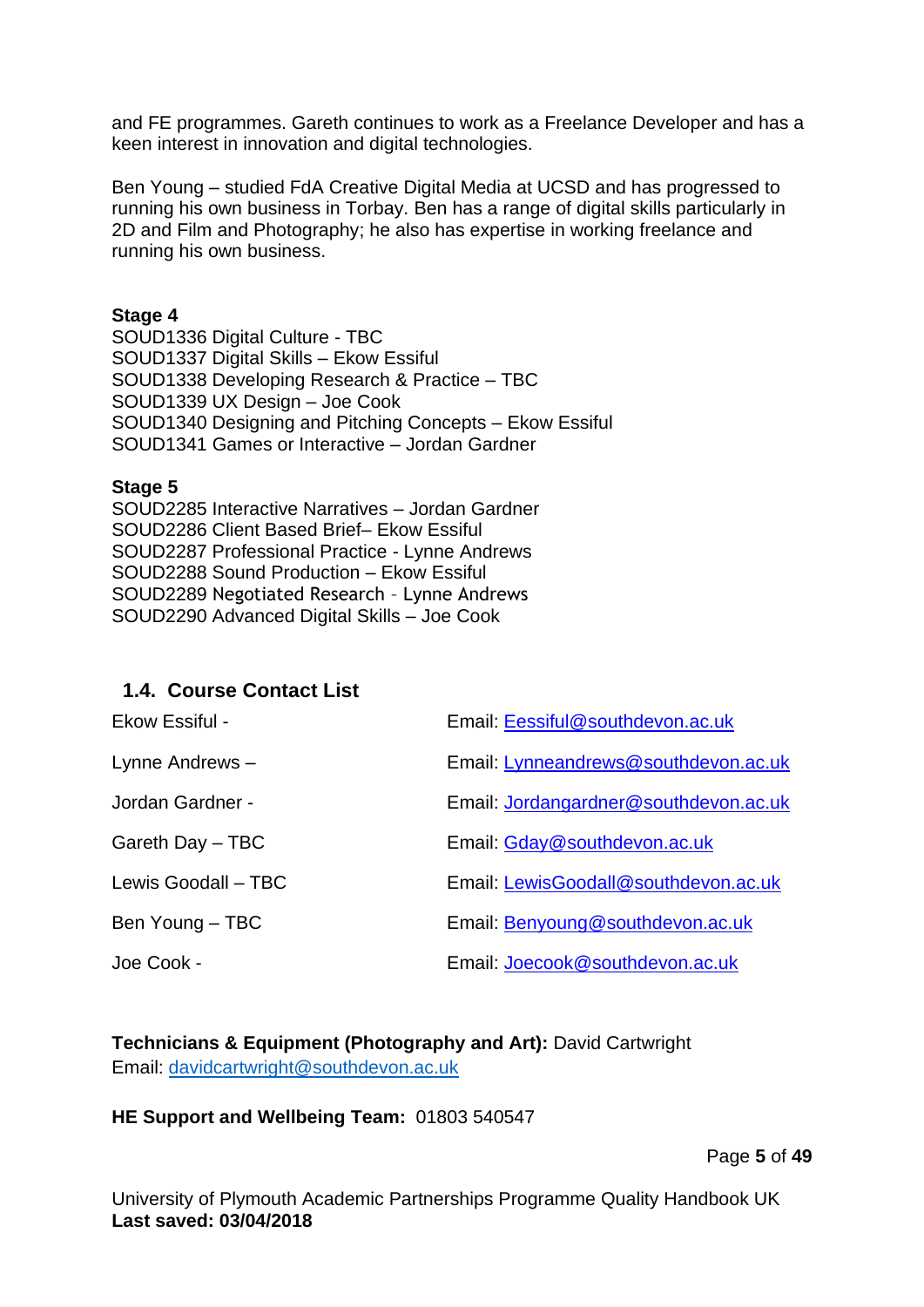and FE programmes. Gareth continues to work as a Freelance Developer and has a keen interest in innovation and digital technologies.

Ben Young – studied FdA Creative Digital Media at UCSD and has progressed to running his own business in Torbay. Ben has a range of digital skills particularly in 2D and Film and Photography; he also has expertise in working freelance and running his own business.

**Stage 4**
SOUD1336 Digital Culture - TBC
SOUD1337 Digital Skills – Ekow Essiful
SOUD1338 Developing Research & Practice – TBC
SOUD1339 UX Design – Joe Cook
SOUD1340 Designing and Pitching Concepts – Ekow Essiful
SOUD1341 Games or Interactive – Jordan Gardner

**Stage 5**
SOUD2285 Interactive Narratives – Jordan Gardner
SOUD2286 Client Based Brief– Ekow Essiful
SOUD2287 Professional Practice - Lynne Andrews
SOUD2288 Sound Production – Ekow Essiful
SOUD2289 Negotiated Research - Lynne Andrews
SOUD2290 Advanced Digital Skills – Joe Cook

## 1.4. Course Contact List

| | |
|---|---|
| Ekow Essiful - | Email: Eessiful@southdevon.ac.uk |
| Lynne Andrews – | Email: Lynneandrews@southdevon.ac.uk |
| Jordan Gardner - | Email: Jordangardner@southdevon.ac.uk |
| Gareth Day – TBC | Email: Gday@southdevon.ac.uk |
| Lewis Goodall – TBC | Email: LewisGoodall@southdevon.ac.uk |
| Ben Young – TBC | Email: Benyoung@southdevon.ac.uk |
| Joe Cook - | Email: Joecook@southdevon.ac.uk |

**Technicians & Equipment (Photography and Art):** David Cartwright
Email: davidcartwright@southdevon.ac.uk

**HE Support and Wellbeing Team:** 01803 540547

University of Plymouth Academic Partnerships Programme Quality Handbook UK
**Last saved: 03/04/2018**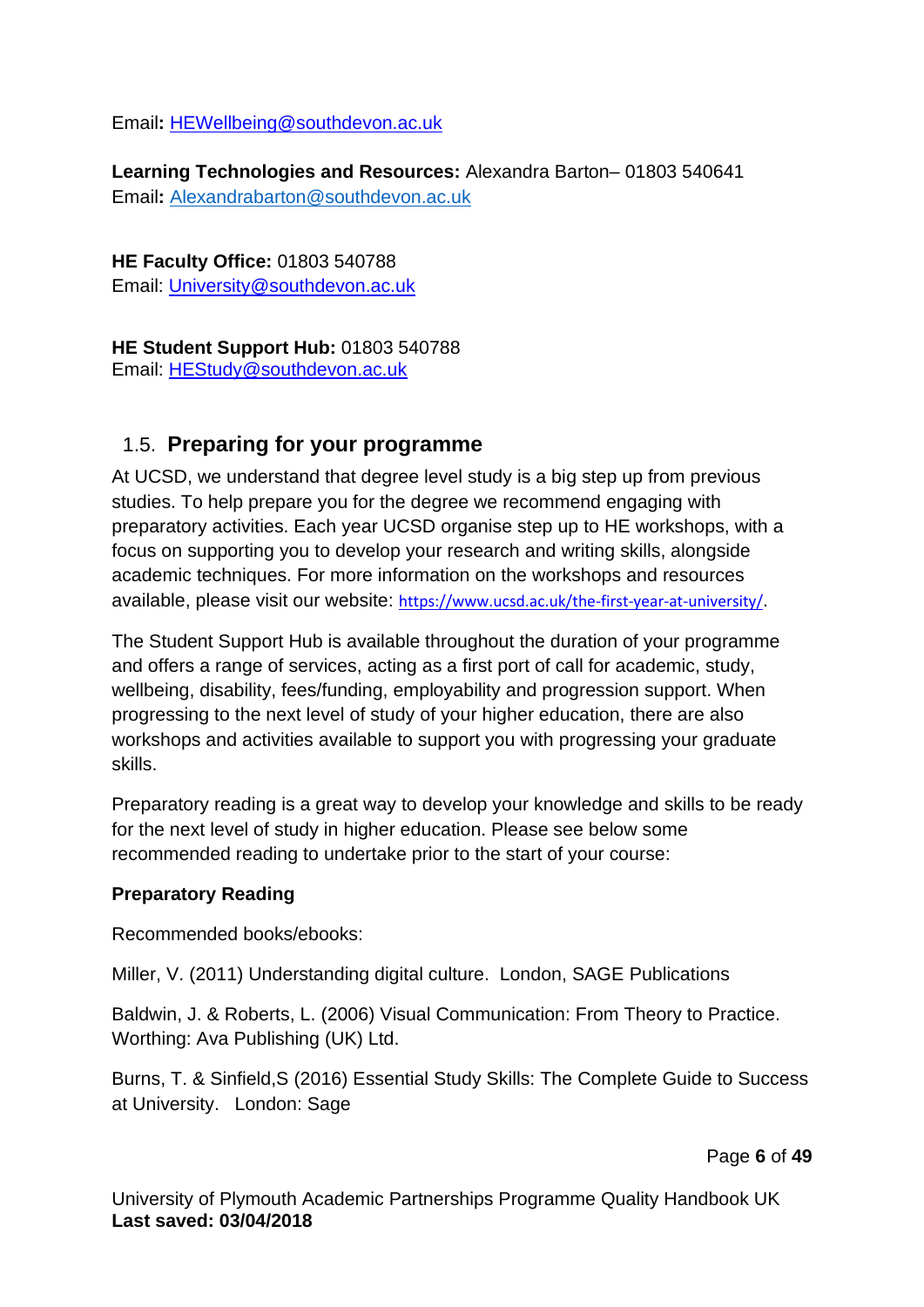Email: HEWellbeing@southdevon.ac.uk

**Learning Technologies and Resources:** Alexandra Barton– 01803 540641
Email: Alexandrabarton@southdevon.ac.uk

**HE Faculty Office:** 01803 540788
Email: University@southdevon.ac.uk

**HE Student Support Hub:** 01803 540788
Email: HEStudy@southdevon.ac.uk

## 1.5. Preparing for your programme

At UCSD, we understand that degree level study is a big step up from previous studies. To help prepare you for the degree we recommend engaging with preparatory activities. Each year UCSD organise step up to HE workshops, with a focus on supporting you to develop your research and writing skills, alongside academic techniques. For more information on the workshops and resources available, please visit our website: https://www.ucsd.ac.uk/the-first-year-at-university/.

The Student Support Hub is available throughout the duration of your programme and offers a range of services, acting as a first port of call for academic, study, wellbeing, disability, fees/funding, employability and progression support. When progressing to the next level of study of your higher education, there are also workshops and activities available to support you with progressing your graduate skills.

Preparatory reading is a great way to develop your knowledge and skills to be ready for the next level of study in higher education. Please see below some recommended reading to undertake prior to the start of your course:

**Preparatory Reading**

Recommended books/ebooks:

Miller, V. (2011) Understanding digital culture. London, SAGE Publications

Baldwin, J. & Roberts, L. (2006) Visual Communication: From Theory to Practice. Worthing: Ava Publishing (UK) Ltd.

Burns, T. & Sinfield,S (2016) Essential Study Skills: The Complete Guide to Success at University. London: Sage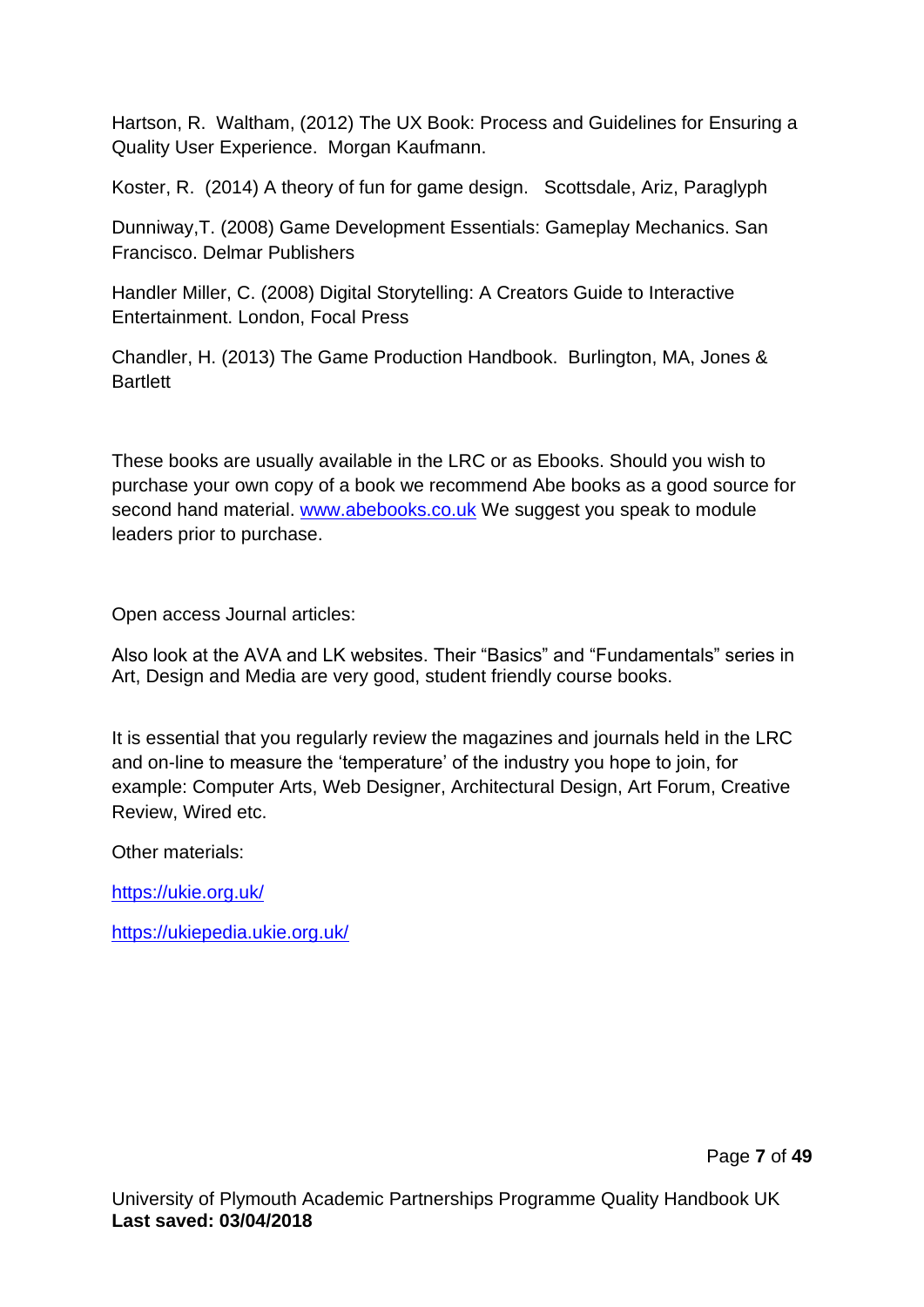Hartson, R. Waltham, (2012) The UX Book: Process and Guidelines for Ensuring a Quality User Experience. Morgan Kaufmann.

Koster, R. (2014) A theory of fun for game design. Scottsdale, Ariz, Paraglyph

Dunniway,T. (2008) Game Development Essentials: Gameplay Mechanics. San Francisco. Delmar Publishers

Handler Miller, C. (2008) Digital Storytelling: A Creators Guide to Interactive Entertainment. London, Focal Press

Chandler, H. (2013) The Game Production Handbook. Burlington, MA, Jones & Bartlett

These books are usually available in the LRC or as Ebooks. Should you wish to purchase your own copy of a book we recommend Abe books as a good source for second hand material. [www.abebooks.co.uk](http://www.abebooks.co.uk) We suggest you speak to module leaders prior to purchase.

Open access Journal articles:

Also look at the AVA and LK websites. Their "Basics" and "Fundamentals" series in Art, Design and Media are very good, student friendly course books.

It is essential that you regularly review the magazines and journals held in the LRC and on-line to measure the 'temperature' of the industry you hope to join, for example: Computer Arts, Web Designer, Architectural Design, Art Forum, Creative Review, Wired etc.

Other materials:

[https://ukie.org.uk/](https://ukie.org.uk/)

[https://ukiepedia.ukie.org.uk/](https://ukiepedia.ukie.org.uk/)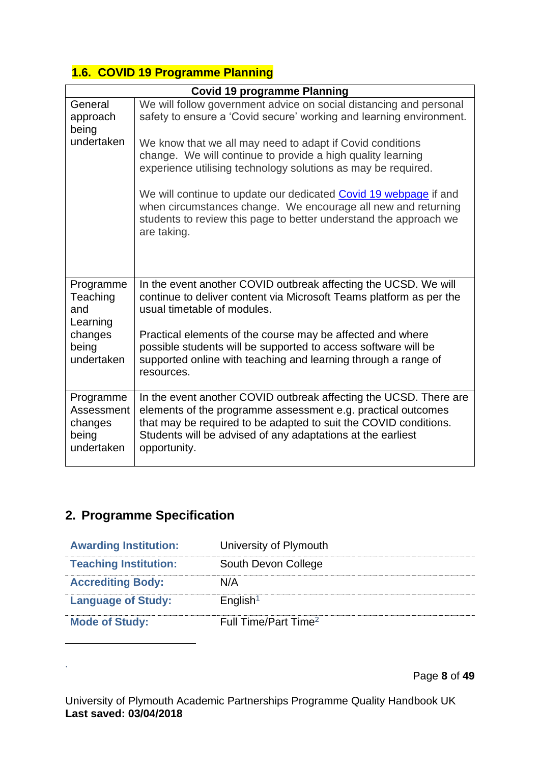## 1.6. COVID 19 Programme Planning

| Covid 19 programme Planning | |
|---|---|
| General approach being undertaken | We will follow government advice on social distancing and personal safety to ensure a 'Covid secure' working and learning environment.<br><br>We know that we all may need to adapt if Covid conditions change. We will continue to provide a high quality learning experience utilising technology solutions as may be required.<br><br>We will continue to update our dedicated Covid 19 webpage if and when circumstances change. We encourage all new and returning students to review this page to better understand the approach we are taking. |
| Programme Teaching and Learning changes being undertaken | In the event another COVID outbreak affecting the UCSD. We will continue to deliver content via Microsoft Teams platform as per the usual timetable of modules.<br><br>Practical elements of the course may be affected and where possible students will be supported to access software will be supported online with teaching and learning through a range of resources. |
| Programme Assessment changes being undertaken | In the event another COVID outbreak affecting the UCSD. There are elements of the programme assessment e.g. practical outcomes that may be required to be adapted to suit the COVID conditions. Students will be advised of any adaptations at the earliest opportunity. |

## 2. Programme Specification

| | |
|---|---|
| **Awarding Institution:** | University of Plymouth |
| **Teaching Institution:** | South Devon College |
| **Accrediting Body:** | N/A |
| **Language of Study:** | English[1] |
| **Mode of Study:** | Full Time/Part Time[2] |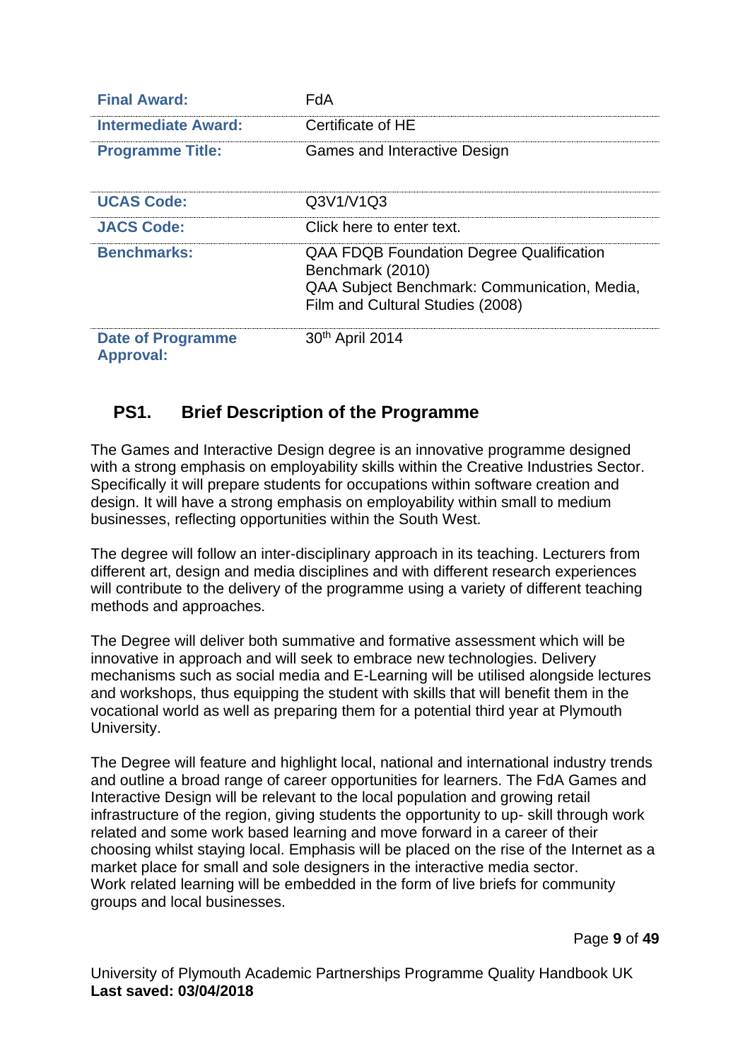| | |
|---|---|
| **Final Award:** | FdA |
| **Intermediate Award:** | Certificate of HE |
| **Programme Title:** | Games and Interactive Design |
| **UCAS Code:** | Q3V1/V1Q3 |
| **JACS Code:** | Click here to enter text. |
| **Benchmarks:** | QAA FDQB Foundation Degree Qualification Benchmark (2010)<br>QAA Subject Benchmark: Communication, Media, Film and Cultural Studies (2008) |
| **Date of Programme Approval:** | 30th April 2014 |

## PS1. Brief Description of the Programme

The Games and Interactive Design degree is an innovative programme designed with a strong emphasis on employability skills within the Creative Industries Sector. Specifically it will prepare students for occupations within software creation and design. It will have a strong emphasis on employability within small to medium businesses, reflecting opportunities within the South West.

The degree will follow an inter-disciplinary approach in its teaching. Lecturers from different art, design and media disciplines and with different research experiences will contribute to the delivery of the programme using a variety of different teaching methods and approaches.

The Degree will deliver both summative and formative assessment which will be innovative in approach and will seek to embrace new technologies. Delivery mechanisms such as social media and E-Learning will be utilised alongside lectures and workshops, thus equipping the student with skills that will benefit them in the vocational world as well as preparing them for a potential third year at Plymouth University.

The Degree will feature and highlight local, national and international industry trends and outline a broad range of career opportunities for learners. The FdA Games and Interactive Design will be relevant to the local population and growing retail infrastructure of the region, giving students the opportunity to up- skill through work related and some work based learning and move forward in a career of their choosing whilst staying local. Emphasis will be placed on the rise of the Internet as a market place for small and sole designers in the interactive media sector.
Work related learning will be embedded in the form of live briefs for community groups and local businesses.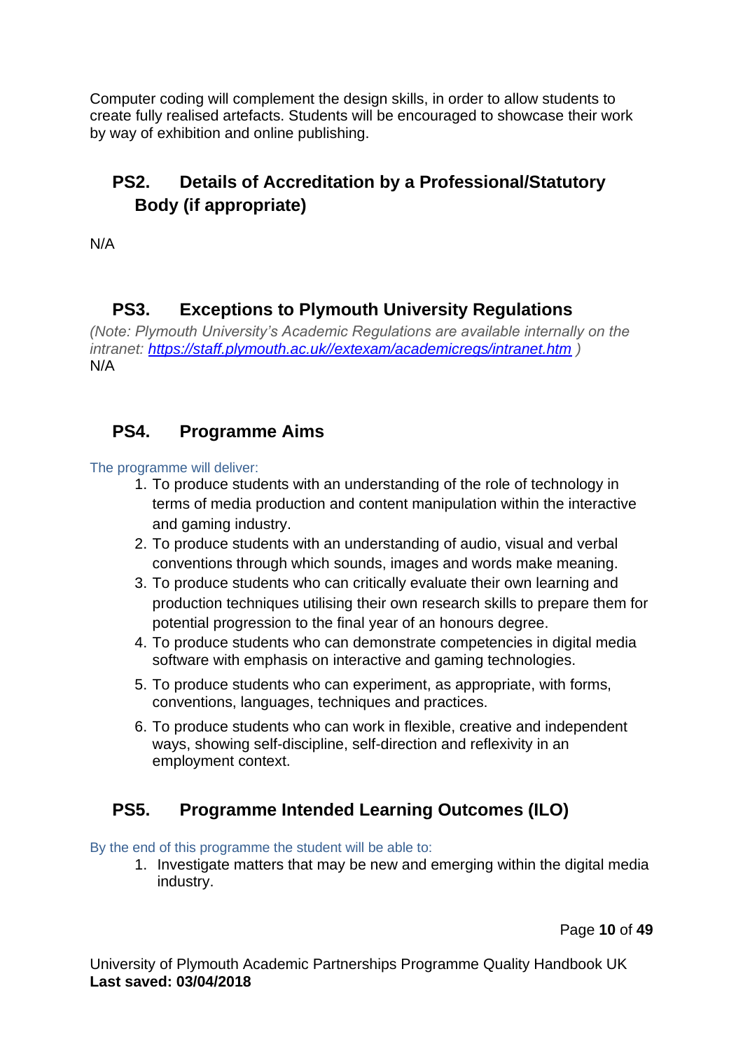Computer coding will complement the design skills, in order to allow students to create fully realised artefacts. Students will be encouraged to showcase their work by way of exhibition and online publishing.

## PS2. Details of Accreditation by a Professional/Statutory Body (if appropriate)

N/A

## PS3. Exceptions to Plymouth University Regulations

*(Note: Plymouth University's Academic Regulations are available internally on the intranet: [https://staff.plymouth.ac.uk//extexam/academicregs/intranet.htm](https://staff.plymouth.ac.uk//extexam/academicregs/intranet.htm) )*
N/A

## PS4. Programme Aims

The programme will deliver:

1. To produce students with an understanding of the role of technology in terms of media production and content manipulation within the interactive and gaming industry.
2. To produce students with an understanding of audio, visual and verbal conventions through which sounds, images and words make meaning.
3. To produce students who can critically evaluate their own learning and production techniques utilising their own research skills to prepare them for potential progression to the final year of an honours degree.
4. To produce students who can demonstrate competencies in digital media software with emphasis on interactive and gaming technologies.
5. To produce students who can experiment, as appropriate, with forms, conventions, languages, techniques and practices.
6. To produce students who can work in flexible, creative and independent ways, showing self-discipline, self-direction and reflexivity in an employment context.

## PS5. Programme Intended Learning Outcomes (ILO)

By the end of this programme the student will be able to:

1. Investigate matters that may be new and emerging within the digital media industry.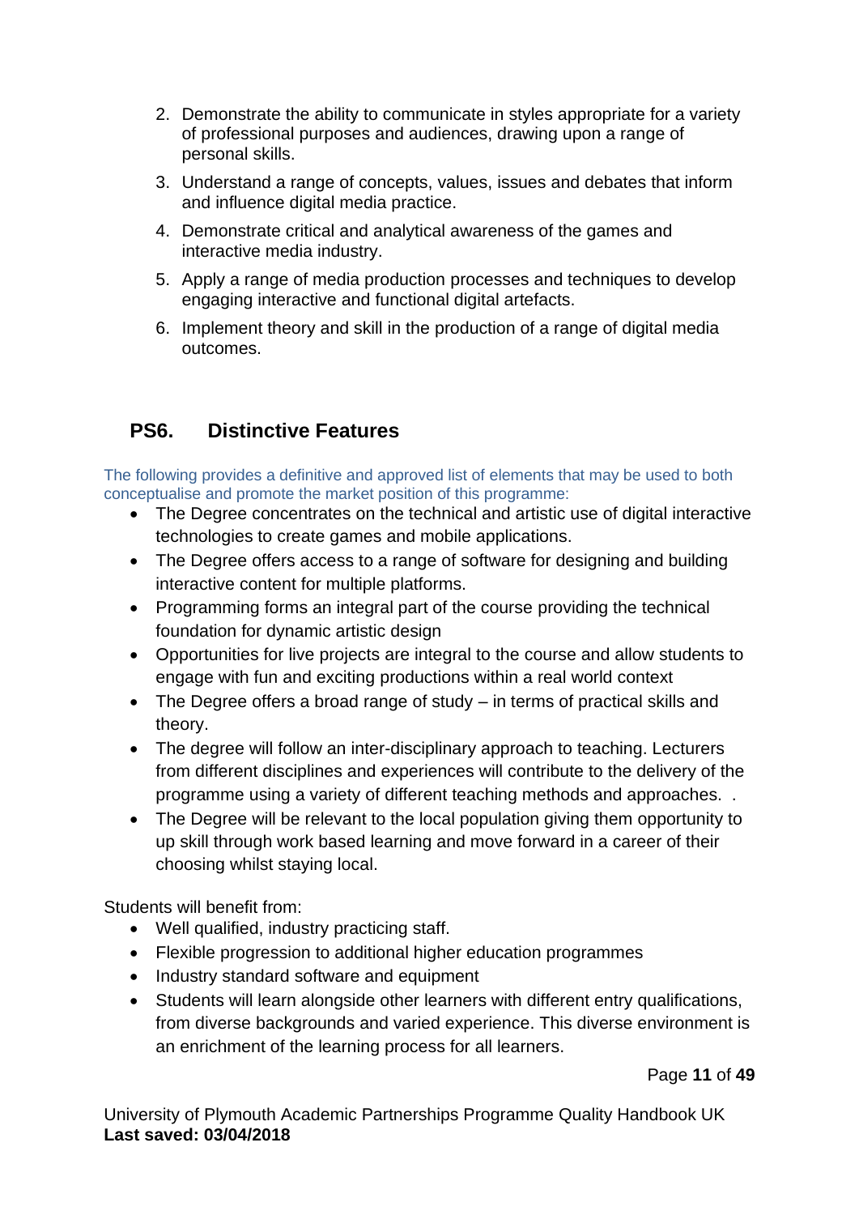2. Demonstrate the ability to communicate in styles appropriate for a variety of professional purposes and audiences, drawing upon a range of personal skills.
3. Understand a range of concepts, values, issues and debates that inform and influence digital media practice.
4. Demonstrate critical and analytical awareness of the games and interactive media industry.
5. Apply a range of media production processes and techniques to develop engaging interactive and functional digital artefacts.
6. Implement theory and skill in the production of a range of digital media outcomes.

## PS6. Distinctive Features

The following provides a definitive and approved list of elements that may be used to both conceptualise and promote the market position of this programme:

- The Degree concentrates on the technical and artistic use of digital interactive technologies to create games and mobile applications.
- The Degree offers access to a range of software for designing and building interactive content for multiple platforms.
- Programming forms an integral part of the course providing the technical foundation for dynamic artistic design
- Opportunities for live projects are integral to the course and allow students to engage with fun and exciting productions within a real world context
- The Degree offers a broad range of study – in terms of practical skills and theory.
- The degree will follow an inter-disciplinary approach to teaching. Lecturers from different disciplines and experiences will contribute to the delivery of the programme using a variety of different teaching methods and approaches. .
- The Degree will be relevant to the local population giving them opportunity to up skill through work based learning and move forward in a career of their choosing whilst staying local.

Students will benefit from:

- Well qualified, industry practicing staff.
- Flexible progression to additional higher education programmes
- Industry standard software and equipment
- Students will learn alongside other learners with different entry qualifications, from diverse backgrounds and varied experience. This diverse environment is an enrichment of the learning process for all learners.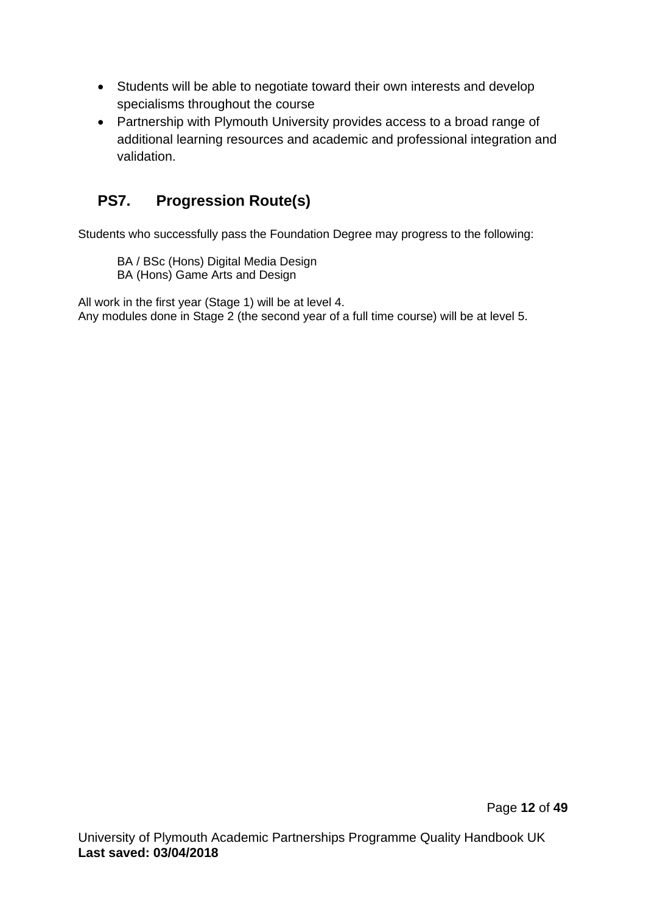- Students will be able to negotiate toward their own interests and develop specialisms throughout the course
- Partnership with Plymouth University provides access to a broad range of additional learning resources and academic and professional integration and validation.

## PS7. Progression Route(s)

Students who successfully pass the Foundation Degree may progress to the following:

BA / BSc (Hons) Digital Media Design
BA (Hons) Game Arts and Design

All work in the first year (Stage 1) will be at level 4.
Any modules done in Stage 2 (the second year of a full time course) will be at level 5.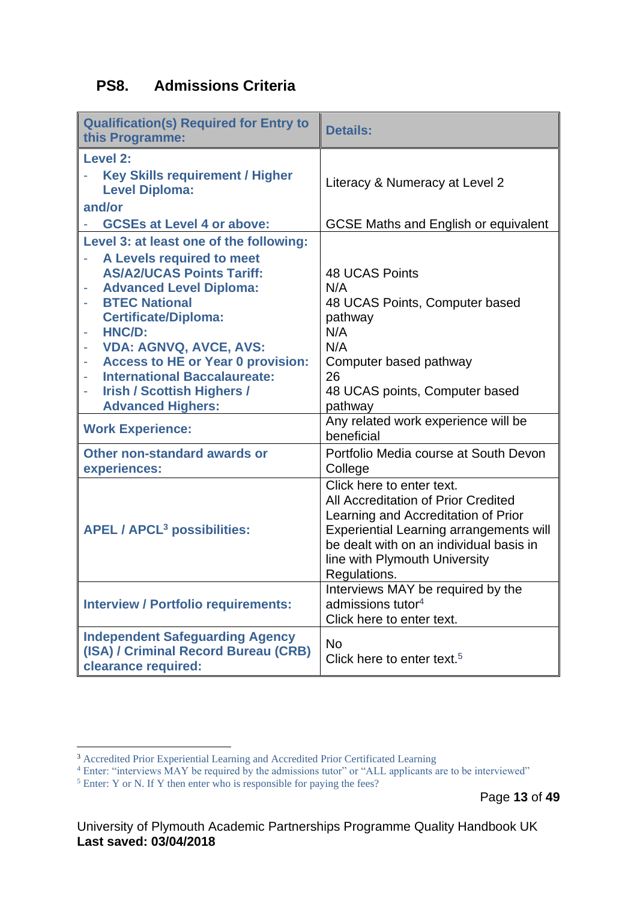## PS8. Admissions Criteria

| Qualification(s) Required for Entry to this Programme: | Details: |
|---|---|
| **Level 2:**<br>- Key Skills requirement / Higher Level Diploma:<br>and/or<br>- GCSEs at Level 4 or above: | Literacy & Numeracy at Level 2<br><br>GCSE Maths and English or equivalent |
| **Level 3: at least one of the following:**<br>- A Levels required to meet AS/A2/UCAS Points Tariff:<br>- Advanced Level Diploma:<br>- BTEC National Certificate/Diploma:<br>- HNC/D:<br>- VDA: AGNVQ, AVCE, AVS:<br>- Access to HE or Year 0 provision:<br>- International Baccalaureate:<br>- Irish / Scottish Highers / Advanced Highers: | 48 UCAS Points<br>N/A<br>48 UCAS Points, Computer based pathway<br>N/A<br>N/A<br>Computer based pathway<br>26<br>48 UCAS points, Computer based pathway |
| **Work Experience:** | Any related work experience will be beneficial |
| **Other non-standard awards or experiences:** | Portfolio Media course at South Devon College |
| **APEL / APCL[3] possibilities:** | Click here to enter text.<br>All Accreditation of Prior Credited Learning and Accreditation of Prior Experiential Learning arrangements will be dealt with on an individual basis in line with Plymouth University Regulations. |
| **Interview / Portfolio requirements:** | Interviews MAY be required by the admissions tutor[4]<br>Click here to enter text. |
| **Independent Safeguarding Agency (ISA) / Criminal Record Bureau (CRB) clearance required:** | No<br>Click here to enter text.[5] |

[3] Accredited Prior Experiential Learning and Accredited Prior Certificated Learning
[4] Enter: "interviews MAY be required by the admissions tutor" or "ALL applicants are to be interviewed"
[5] Enter: Y or N. If Y then enter who is responsible for paying the fees?

University of Plymouth Academic Partnerships Programme Quality Handbook UK
**Last saved: 03/04/2018**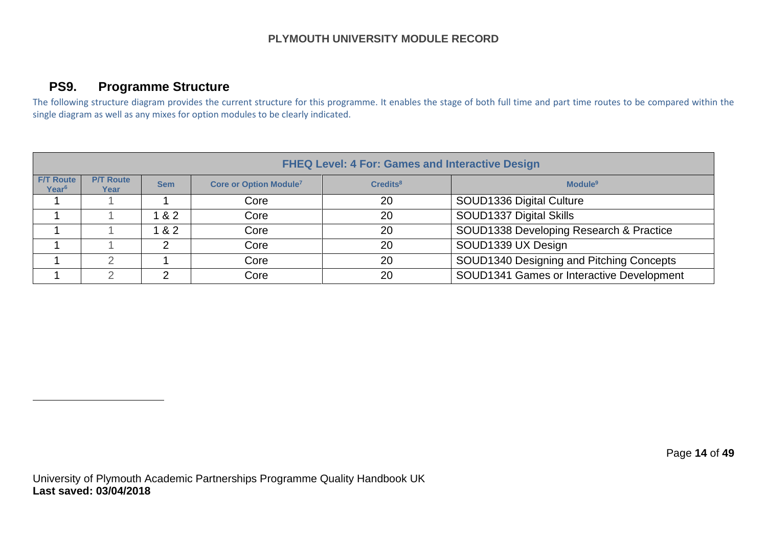## PS9. Programme Structure

The following structure diagram provides the current structure for this programme. It enables the stage of both full time and part time routes to be compared within the single diagram as well as any mixes for option modules to be clearly indicated.

| FHEQ Level: 4 For: Games and Interactive Design | | | | | |
|---|---|---|---|---|---|
| F/T Route Year[6] | P/T Route Year | Sem | Core or Option Module[7] | Credits[8] | Module[9] |
| 1 | 1 | 1 | Core | 20 | SOUD1336 Digital Culture |
| 1 | 1 | 1 & 2 | Core | 20 | SOUD1337 Digital Skills |
| 1 | 1 | 1 & 2 | Core | 20 | SOUD1338 Developing Research & Practice |
| 1 | 1 | 2 | Core | 20 | SOUD1339 UX Design |
| 1 | 2 | 1 | Core | 20 | SOUD1340 Designing and Pitching Concepts |
| 1 | 2 | 2 | Core | 20 | SOUD1341 Games or Interactive Development |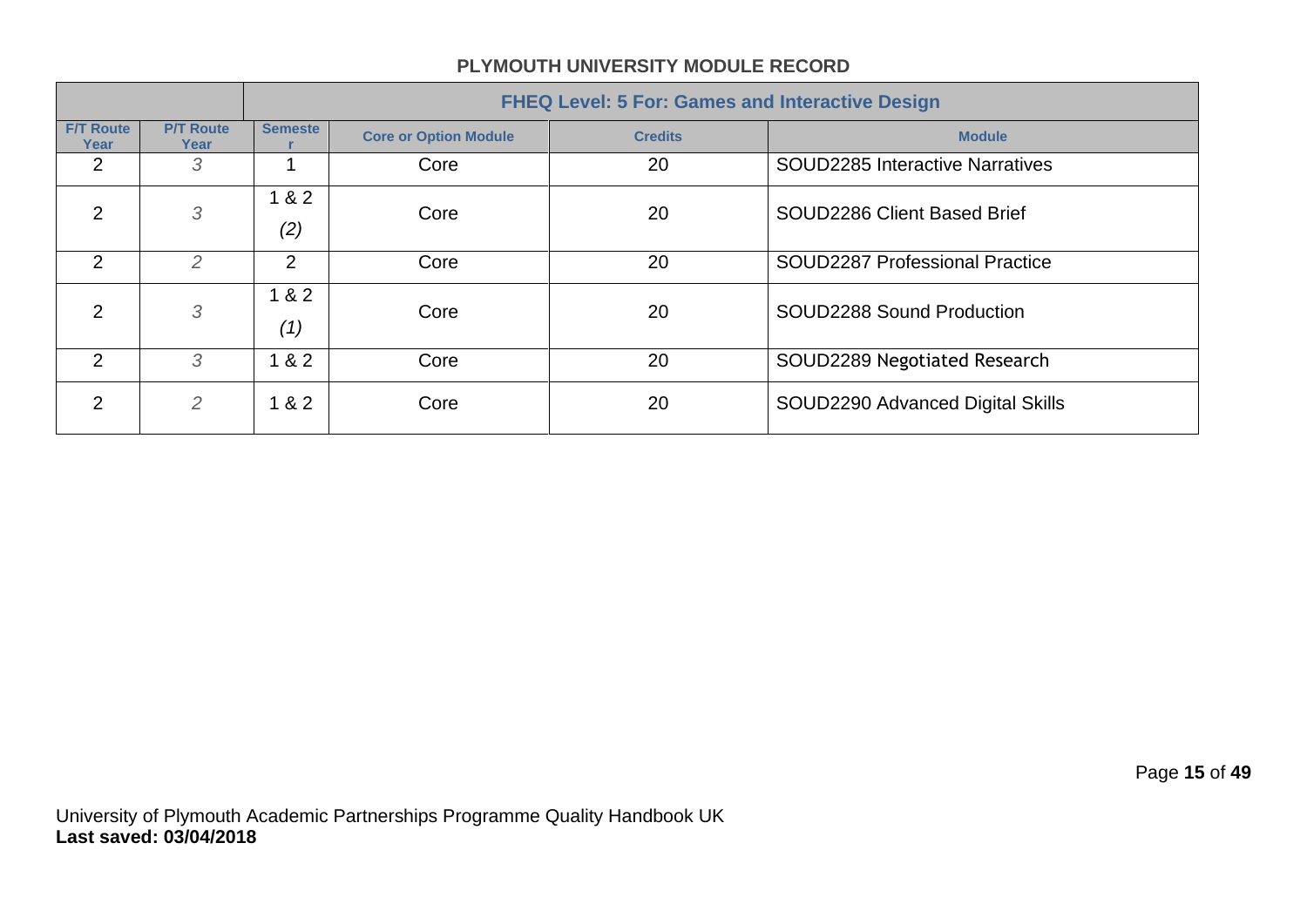**PLYMOUTH UNIVERSITY MODULE RECORD**

| | | FHEQ Level: 5 For: Games and Interactive Design | | | |
|---|---|---|---|---|---|
| F/T Route Year | P/T Route Year | Semester | Core or Option Module | Credits | Module |
| 2 | *3* | 1 | Core | 20 | SOUD2285 Interactive Narratives |
| 2 | *3* | 1 & 2 *(2)* | Core | 20 | SOUD2286 Client Based Brief |
| 2 | *2* | 2 | Core | 20 | SOUD2287 Professional Practice |
| 2 | *3* | 1 & 2 *(1)* | Core | 20 | SOUD2288 Sound Production |
| 2 | *3* | 1 & 2 | Core | 20 | SOUD2289 Negotiated Research |
| 2 | *2* | 1 & 2 | Core | 20 | SOUD2290 Advanced Digital Skills |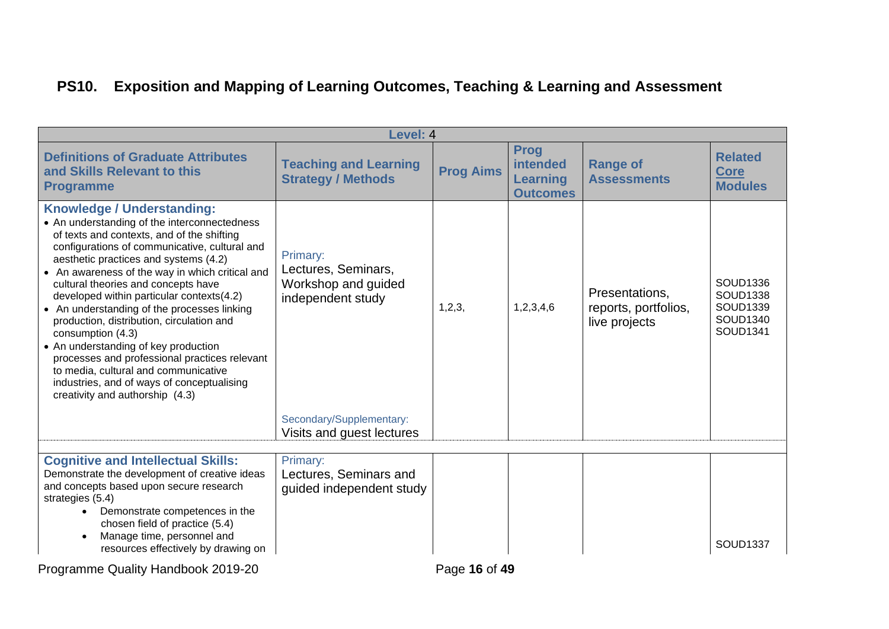## PS10. Exposition and Mapping of Learning Outcomes, Teaching & Learning and Assessment

| Level: 4 | | | | | |
|---|---|---|---|---|---|
| **Definitions of Graduate Attributes and Skills Relevant to this Programme** | **Teaching and Learning Strategy / Methods** | **Prog Aims** | **Prog intended Learning Outcomes** | **Range of Assessments** | **Related Core Modules** |
| **Knowledge / Understanding:**<br>• An understanding of the interconnectedness of texts and contexts, and of the shifting configurations of communicative, cultural and aesthetic practices and systems (4.2)<br>• An awareness of the way in which critical and cultural theories and concepts have developed within particular contexts(4.2)<br>• An understanding of the processes linking production, distribution, circulation and consumption (4.3)<br>• An understanding of key production processes and professional practices relevant to media, cultural and communicative industries, and of ways of conceptualising creativity and authorship (4.3) | Primary:<br>Lectures, Seminars, Workshop and guided independent study<br><br>Secondary/Supplementary:<br>Visits and guest lectures | 1,2,3, | 1,2,3,4,6 | Presentations, reports, portfolios, live projects | SOUD1336<br>SOUD1338<br>SOUD1339<br>SOUD1340<br>SOUD1341 |
| **Cognitive and Intellectual Skills:**<br>Demonstrate the development of creative ideas and concepts based upon secure research strategies (5.4)<br>• Demonstrate competences in the chosen field of practice (5.4)<br>• Manage time, personnel and resources effectively by drawing on | Primary:<br>Lectures, Seminars and guided independent study | | | | SOUD1337 |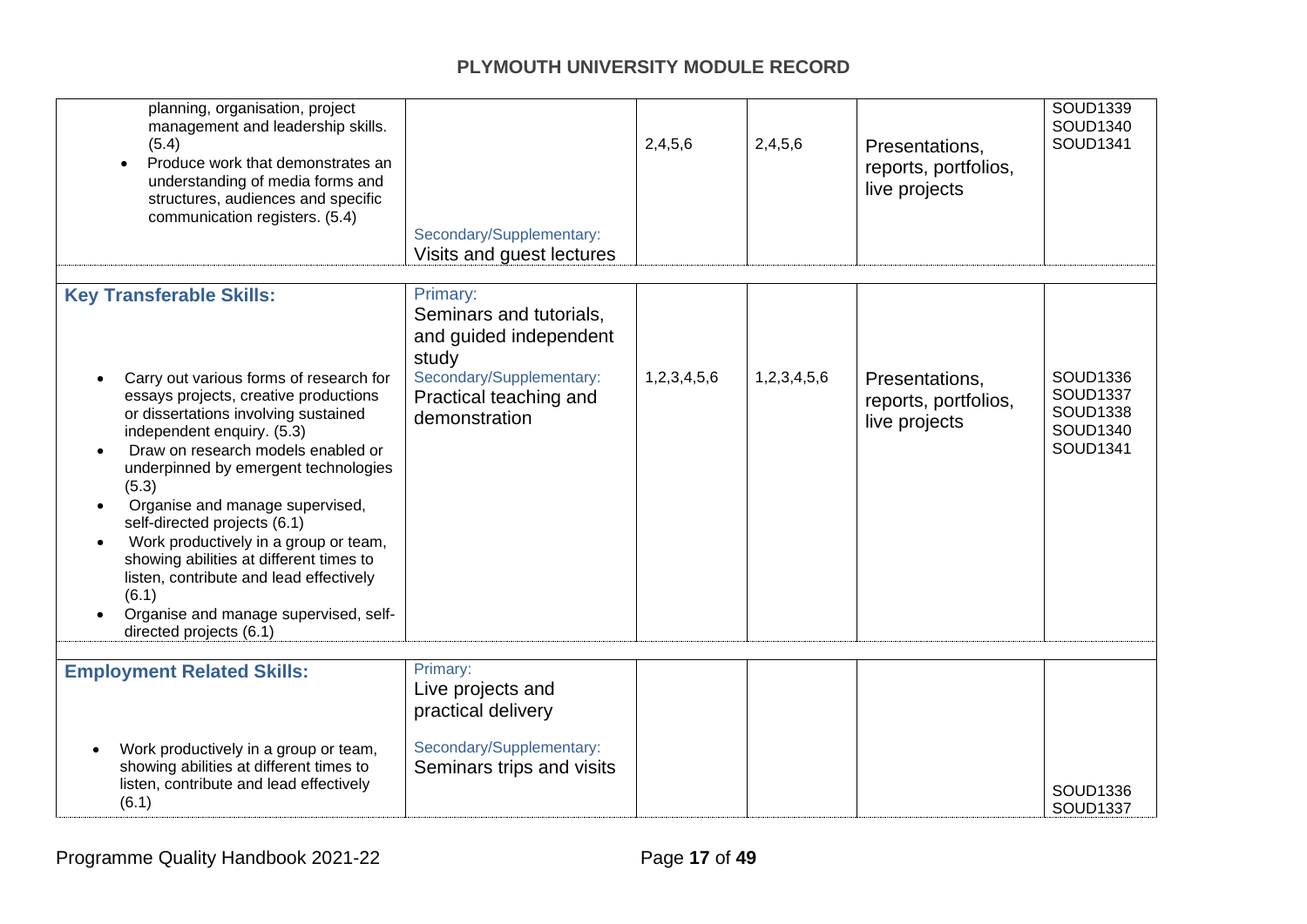| | | | | | |
|---|---|---|---|---|---|
| planning, organisation, project management and leadership skills. (5.4)<br>• Produce work that demonstrates an understanding of media forms and structures, audiences and specific communication registers. (5.4) | Secondary/Supplementary:<br>Visits and guest lectures | 2,4,5,6 | 2,4,5,6 | Presentations, reports, portfolios, live projects | SOUD1339<br>SOUD1340<br>SOUD1341 |
| **Key Transferable Skills:**<br>• Carry out various forms of research for essays projects, creative productions or dissertations involving sustained independent enquiry. (5.3)<br>• Draw on research models enabled or underpinned by emergent technologies (5.3)<br>• Organise and manage supervised, self-directed projects (6.1)<br>• Work productively in a group or team, showing abilities at different times to listen, contribute and lead effectively (6.1)<br>• Organise and manage supervised, self-directed projects (6.1) | Primary:<br>Seminars and tutorials, and guided independent study<br>Secondary/Supplementary:<br>Practical teaching and demonstration | 1,2,3,4,5,6 | 1,2,3,4,5,6 | Presentations, reports, portfolios, live projects | SOUD1336<br>SOUD1337<br>SOUD1338<br>SOUD1340<br>SOUD1341 |
| **Employment Related Skills:**<br>• Work productively in a group or team, showing abilities at different times to listen, contribute and lead effectively (6.1) | Primary:<br>Live projects and practical delivery<br>Secondary/Supplementary:<br>Seminars trips and visits | | | | SOUD1336<br>SOUD1337 |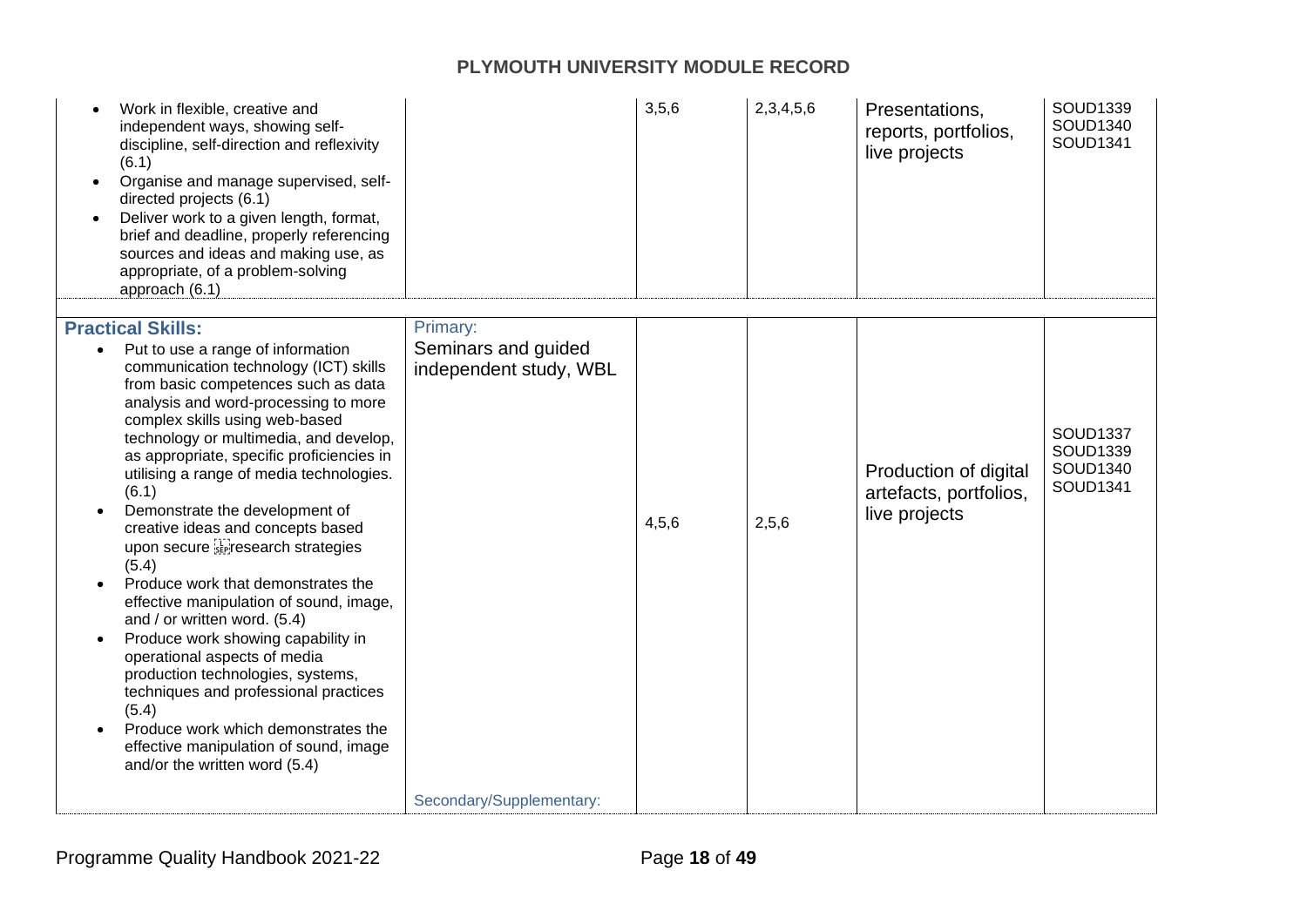# PLYMOUTH UNIVERSITY MODULE RECORD

| | | | | | |
|---|---|---|---|---|---|
| • Work in flexible, creative and independent ways, showing self-discipline, self-direction and reflexivity (6.1)<br>• Organise and manage supervised, self-directed projects (6.1)<br>• Deliver work to a given length, format, brief and deadline, properly referencing sources and ideas and making use, as appropriate, of a problem-solving approach (6.1) | | 3,5,6 | 2,3,4,5,6 | Presentations, reports, portfolios, live projects | SOUD1339<br>SOUD1340<br>SOUD1341 |
| **Practical Skills:**<br>• Put to use a range of information communication technology (ICT) skills from basic competences such as data analysis and word-processing to more complex skills using web-based technology or multimedia, and develop, as appropriate, specific proficiencies in utilising a range of media technologies. (6.1)<br>• Demonstrate the development of creative ideas and concepts based upon secure research strategies (5.4)<br>• Produce work that demonstrates the effective manipulation of sound, image, and / or written word. (5.4)<br>• Produce work showing capability in operational aspects of media production technologies, systems, techniques and professional practices (5.4)<br>• Produce work which demonstrates the effective manipulation of sound, image and/or the written word (5.4) | Primary:<br>Seminars and guided independent study, WBL<br><br>Secondary/Supplementary: | 4,5,6 | 2,5,6 | Production of digital artefacts, portfolios, live projects | SOUD1337<br>SOUD1339<br>SOUD1340<br>SOUD1341 |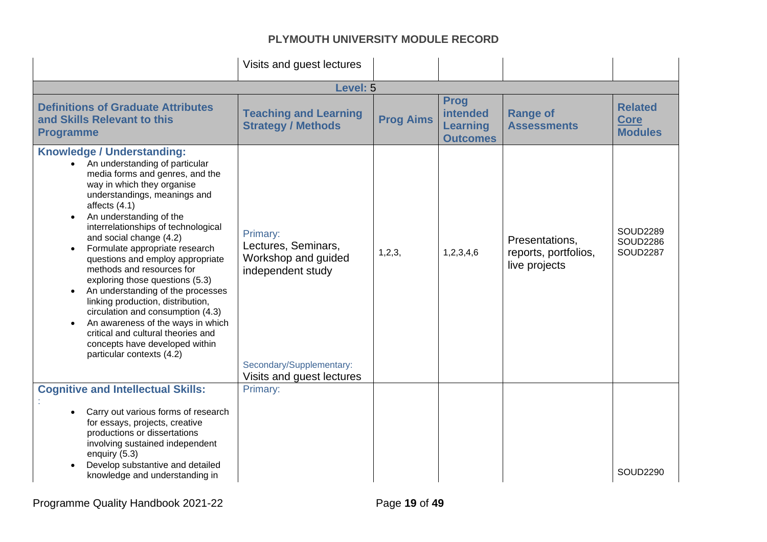| | Visits and guest lectures | | | | |
|---|---|---|---|---|---|
| **Level: 5** | | | | | |
| **Definitions of Graduate Attributes and Skills Relevant to this Programme** | **Teaching and Learning Strategy / Methods** | **Prog Aims** | **Prog intended Learning Outcomes** | **Range of Assessments** | **Related Core Modules** |
| **Knowledge / Understanding:**<br>• An understanding of particular media forms and genres, and the way in which they organise understandings, meanings and affects (4.1)<br>• An understanding of the interrelationships of technological and social change (4.2)<br>• Formulate appropriate research questions and employ appropriate methods and resources for exploring those questions (5.3)<br>• An understanding of the processes linking production, distribution, circulation and consumption (4.3)<br>• An awareness of the ways in which critical and cultural theories and concepts have developed within particular contexts (4.2) | Primary:<br>Lectures, Seminars, Workshop and guided independent study<br><br>Secondary/Supplementary:<br>Visits and guest lectures | 1,2,3, | 1,2,3,4,6 | Presentations, reports, portfolios, live projects | SOUD2289<br>SOUD2286<br>SOUD2287 |
| **Cognitive and Intellectual Skills:**<br>:<br>• Carry out various forms of research for essays, projects, creative productions or dissertations involving sustained independent enquiry (5.3)<br>• Develop substantive and detailed knowledge and understanding in | Primary: | | | | SOUD2290 |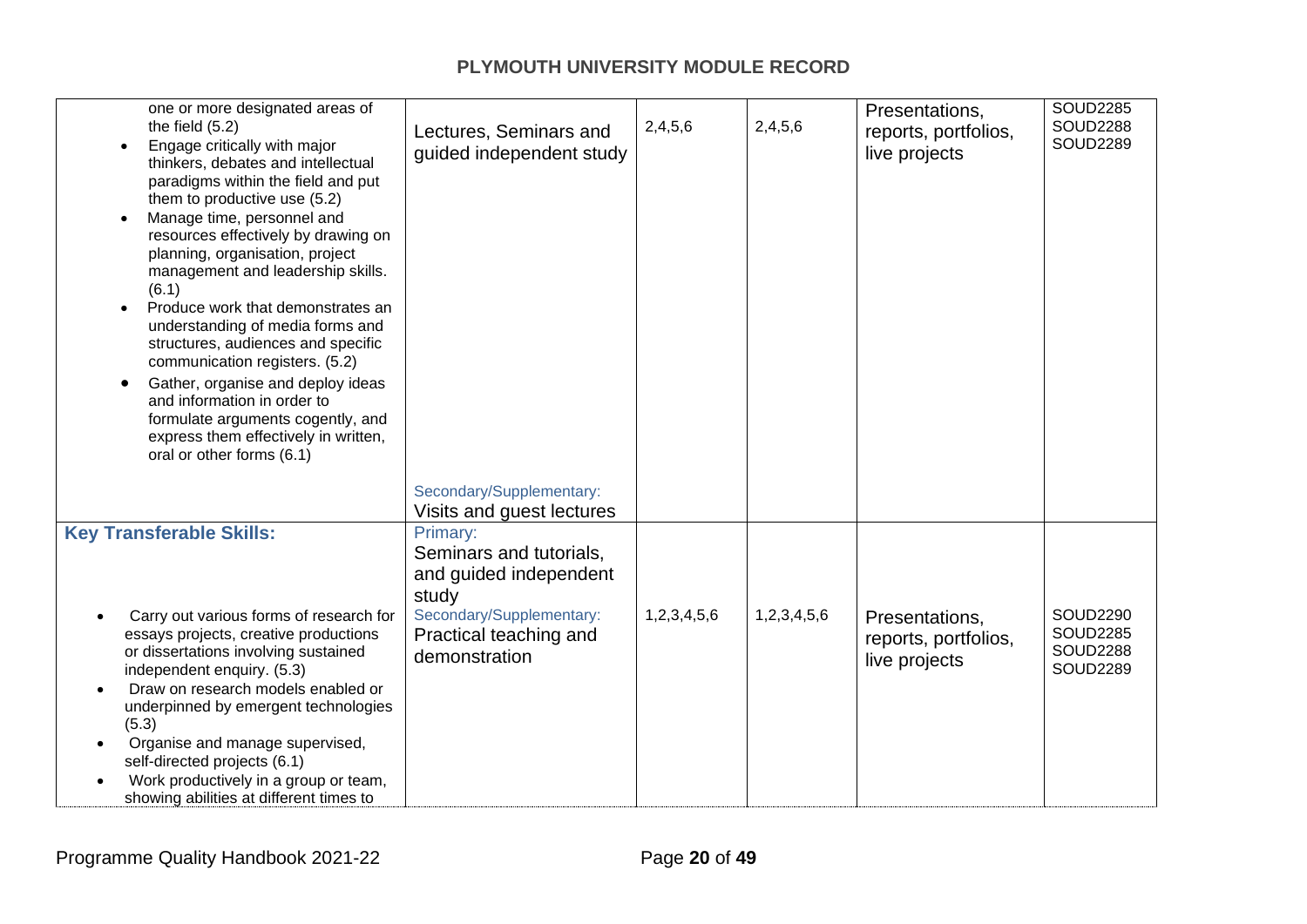| | | | | | |
|---|---|---|---|---|---|
| one or more designated areas of the field (5.2)<br>• Engage critically with major thinkers, debates and intellectual paradigms within the field and put them to productive use (5.2)<br>• Manage time, personnel and resources effectively by drawing on planning, organisation, project management and leadership skills. (6.1)<br>• Produce work that demonstrates an understanding of media forms and structures, audiences and specific communication registers. (5.2)<br>• Gather, organise and deploy ideas and information in order to formulate arguments cogently, and express them effectively in written, oral or other forms (6.1) | Lectures, Seminars and guided independent study<br><br>Secondary/Supplementary:<br>Visits and guest lectures | 2,4,5,6 | 2,4,5,6 | Presentations, reports, portfolios, live projects | SOUD2285<br>SOUD2288<br>SOUD2289 |
| **Key Transferable Skills:**<br>• Carry out various forms of research for essays projects, creative productions or dissertations involving sustained independent enquiry. (5.3)<br>• Draw on research models enabled or underpinned by emergent technologies (5.3)<br>• Organise and manage supervised, self-directed projects (6.1)<br>• Work productively in a group or team, showing abilities at different times to | Primary:<br>Seminars and tutorials, and guided independent study<br>Secondary/Supplementary:<br>Practical teaching and demonstration | 1,2,3,4,5,6 | 1,2,3,4,5,6 | Presentations, reports, portfolios, live projects | SOUD2290<br>SOUD2285<br>SOUD2288<br>SOUD2289 |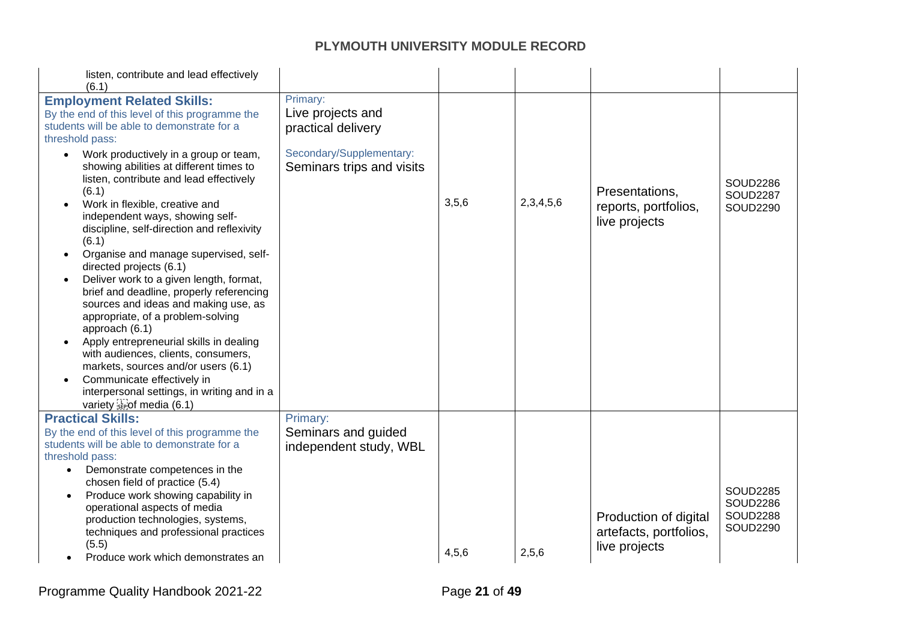|  |  |  |  |  |  |
|---|---|---|---|---|---|
| listen, contribute and lead effectively (6.1) |  |  |  |  |  |
| **Employment Related Skills:**<br>By the end of this level of this programme the students will be able to demonstrate for a threshold pass:<br>• Work productively in a group or team, showing abilities at different times to listen, contribute and lead effectively (6.1)<br>• Work in flexible, creative and independent ways, showing self-discipline, self-direction and reflexivity (6.1)<br>• Organise and manage supervised, self-directed projects (6.1)<br>• Deliver work to a given length, format, brief and deadline, properly referencing sources and ideas and making use, as appropriate, of a problem-solving approach (6.1)<br>• Apply entrepreneurial skills in dealing with audiences, clients, consumers, markets, sources and/or users (6.1)<br>• Communicate effectively in interpersonal settings, in writing and in a variety of media (6.1) | Primary:<br>Live projects and practical delivery<br><br>Secondary/Supplementary:<br>Seminars trips and visits | 3,5,6 | 2,3,4,5,6 | Presentations, reports, portfolios, live projects | SOUD2286<br>SOUD2287<br>SOUD2290 |
| **Practical Skills:**<br>By the end of this level of this programme the students will be able to demonstrate for a threshold pass:<br>• Demonstrate competences in the chosen field of practice (5.4)<br>• Produce work showing capability in operational aspects of media production technologies, systems, techniques and professional practices (5.5)<br>• Produce work which demonstrates an | Primary:<br>Seminars and guided independent study, WBL | 4,5,6 | 2,5,6 | Production of digital artefacts, portfolios, live projects | SOUD2285<br>SOUD2286<br>SOUD2288<br>SOUD2290 |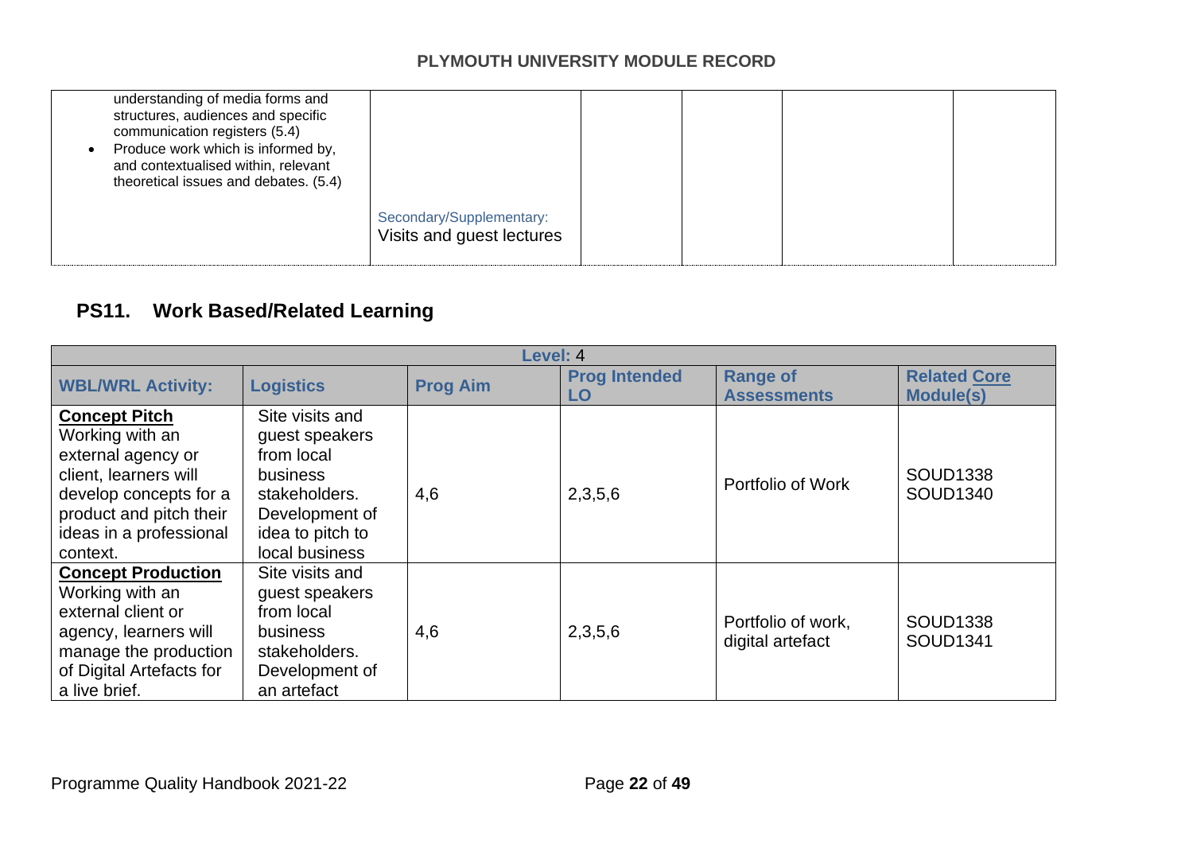| | | | | | |
|---|---|---|---|---|---|
| understanding of media forms and structures, audiences and specific communication registers (5.4)<br>• Produce work which is informed by, and contextualised within, relevant theoretical issues and debates. (5.4) | Secondary/Supplementary:<br>Visits and guest lectures | | | | |

## PS11. Work Based/Related Learning

| Level: 4 | | | | | |
|---|---|---|---|---|---|
| **WBL/WRL Activity:** | **Logistics** | **Prog Aim** | **Prog Intended LO** | **Range of Assessments** | **Related Core Module(s)** |
| **Concept Pitch**<br>Working with an external agency or client, learners will develop concepts for a product and pitch their ideas in a professional context. | Site visits and guest speakers from local business stakeholders. Development of idea to pitch to local business | 4,6 | 2,3,5,6 | Portfolio of Work | SOUD1338<br>SOUD1340 |
| **Concept Production**<br>Working with an external client or agency, learners will manage the production of Digital Artefacts for a live brief. | Site visits and guest speakers from local business stakeholders. Development of an artefact | 4,6 | 2,3,5,6 | Portfolio of work, digital artefact | SOUD1338<br>SOUD1341 |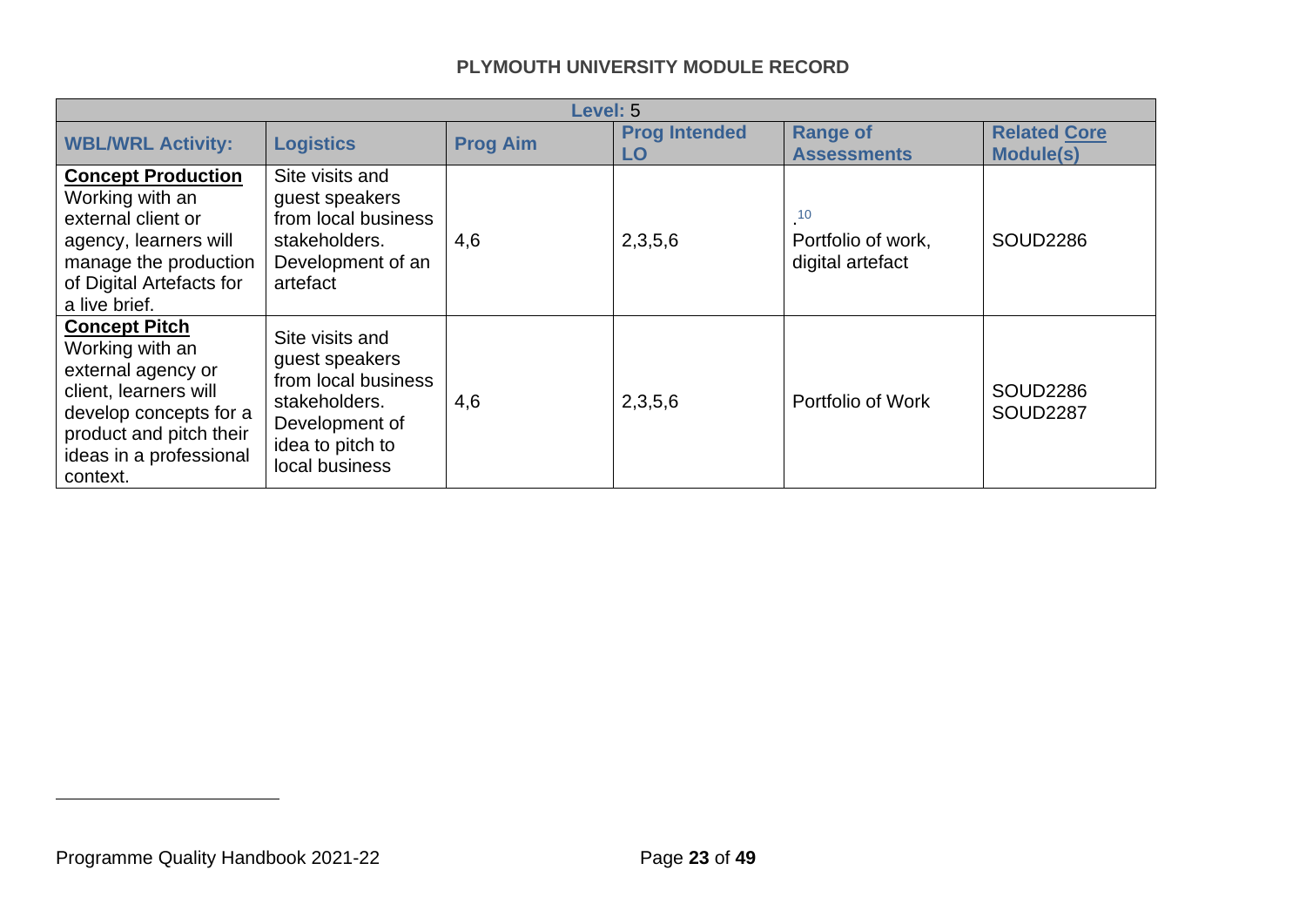**PLYMOUTH UNIVERSITY MODULE RECORD**

| Level: 5 | | | | | |
|---|---|---|---|---|---|
| **WBL/WRL Activity:** | **Logistics** | **Prog Aim** | **Prog Intended LO** | **Range of Assessments** | **Related Core Module(s)** |
| **Concept Production** Working with an external client or agency, learners will manage the production of Digital Artefacts for a live brief. | Site visits and guest speakers from local business stakeholders. Development of an artefact | 4,6 | 2,3,5,6 | .[10] Portfolio of work, digital artefact | SOUD2286 |
| **Concept Pitch** Working with an external agency or client, learners will develop concepts for a product and pitch their ideas in a professional context. | Site visits and guest speakers from local business stakeholders. Development of idea to pitch to local business | 4,6 | 2,3,5,6 | Portfolio of Work | SOUD2286 SOUD2287 |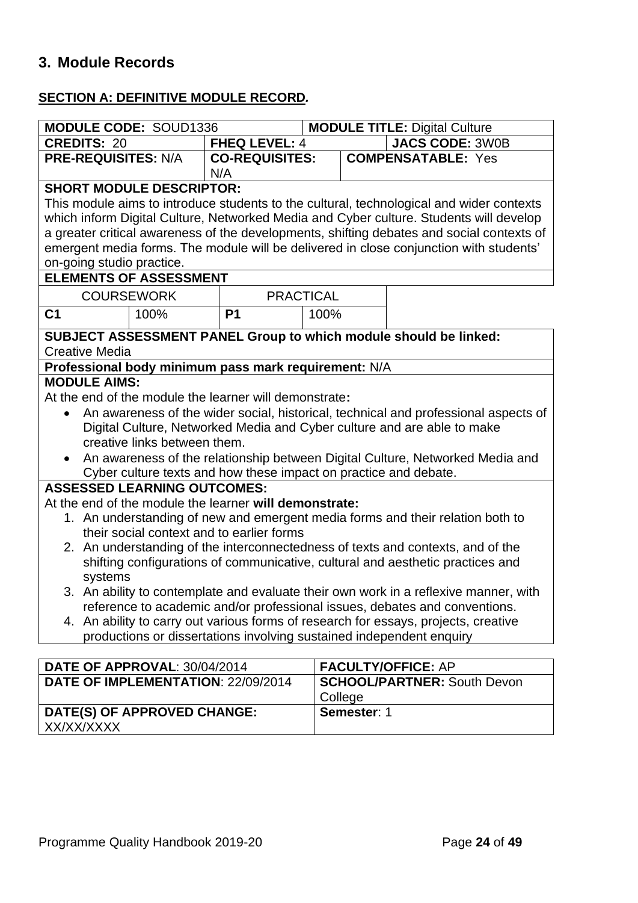## 3. Module Records

### SECTION A: DEFINITIVE MODULE RECORD.

| **MODULE CODE:** SOUD1336 | | **MODULE TITLE:** Digital Culture | |
|---|---|---|---|
| **CREDITS:** 20 | **FHEQ LEVEL:** 4 | | **JACS CODE:** 3W0B |
| **PRE-REQUISITES:** N/A | **CO-REQUISITES:** N/A | **COMPENSATABLE:** Yes | |

**SHORT MODULE DESCRIPTOR:**
This module aims to introduce students to the cultural, technological and wider contexts which inform Digital Culture, Networked Media and Cyber culture. Students will develop a greater critical awareness of the developments, shifting debates and social contexts of emergent media forms. The module will be delivered in close conjunction with students' on-going studio practice.

**ELEMENTS OF ASSESSMENT**

| COURSEWORK | | PRACTICAL | |
|---|---|---|---|
| **C1** | 100% | **P1** | 100% |

**SUBJECT ASSESSMENT PANEL Group to which module should be linked:** Creative Media

**Professional body minimum pass mark requirement:** N/A

**MODULE AIMS:**
At the end of the module the learner will demonstrate**:**

- An awareness of the wider social, historical, technical and professional aspects of Digital Culture, Networked Media and Cyber culture and are able to make creative links between them.
- An awareness of the relationship between Digital Culture, Networked Media and Cyber culture texts and how these impact on practice and debate.

**ASSESSED LEARNING OUTCOMES:**
At the end of the module the learner **will demonstrate:**

1. An understanding of new and emergent media forms and their relation both to their social context and to earlier forms
2. An understanding of the interconnectedness of texts and contexts, and of the shifting configurations of communicative, cultural and aesthetic practices and systems
3. An ability to contemplate and evaluate their own work in a reflexive manner, with reference to academic and/or professional issues, debates and conventions.
4. An ability to carry out various forms of research for essays, projects, creative productions or dissertations involving sustained independent enquiry

| | |
|---|---|
| **DATE OF APPROVAL**: 30/04/2014 | **FACULTY/OFFICE:** AP |
| **DATE OF IMPLEMENTATION**: 22/09/2014 | **SCHOOL/PARTNER:** South Devon College |
| **DATE(S) OF APPROVED CHANGE:** XX/XX/XXXX | **Semester**: 1 |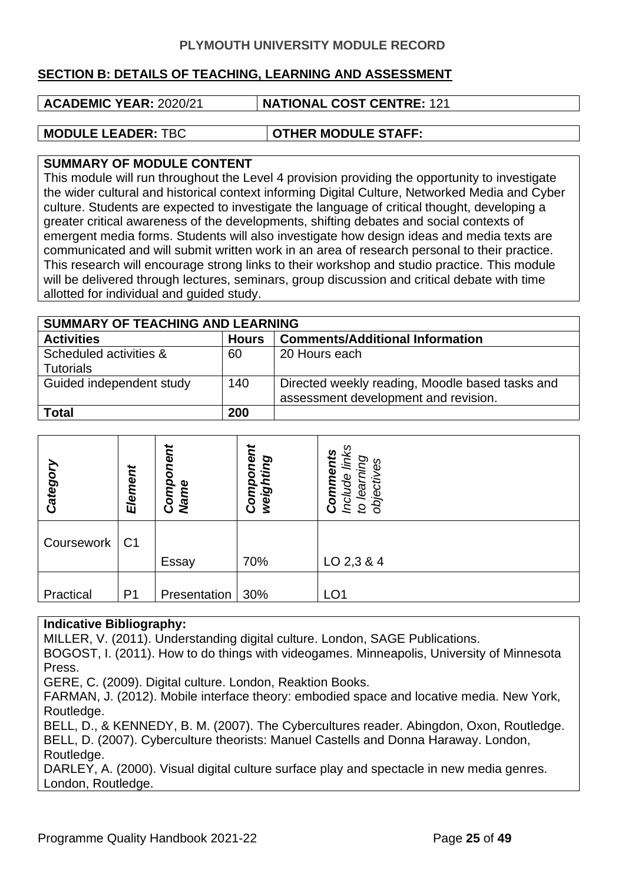**PLYMOUTH UNIVERSITY MODULE RECORD**

## SECTION B: DETAILS OF TEACHING, LEARNING AND ASSESSMENT

| **ACADEMIC YEAR:** 2020/21 | **NATIONAL COST CENTRE:** 121 |
|---|---|

| **MODULE LEADER:** TBC | **OTHER MODULE STAFF:** |
|---|---|

**SUMMARY OF MODULE CONTENT**

This module will run throughout the Level 4 provision providing the opportunity to investigate the wider cultural and historical context informing Digital Culture, Networked Media and Cyber culture. Students are expected to investigate the language of critical thought, developing a greater critical awareness of the developments, shifting debates and social contexts of emergent media forms. Students will also investigate how design ideas and media texts are communicated and will submit written work in an area of research personal to their practice. This research will encourage strong links to their workshop and studio practice. This module will be delivered through lectures, seminars, group discussion and critical debate with time allotted for individual and guided study.

| **SUMMARY OF TEACHING AND LEARNING** | | |
|---|---|---|
| **Activities** | **Hours** | **Comments/Additional Information** |
| Scheduled activities & Tutorials | 60 | 20 Hours each |
| Guided independent study | 140 | Directed weekly reading, Moodle based tasks and assessment development and revision. |
| **Total** | **200** | |

| ***Category*** | ***Element*** | ***Component Name*** | ***Component weighting*** | ***Comments*** *Include links to learning objectives* |
|---|---|---|---|---|
| Coursework | C1 | Essay | 70% | LO 2,3 & 4 |
| Practical | P1 | Presentation | 30% | LO1 |

**Indicative Bibliography:**

MILLER, V. (2011). Understanding digital culture. London, SAGE Publications.
BOGOST, I. (2011). How to do things with videogames. Minneapolis, University of Minnesota Press.
GERE, C. (2009). Digital culture. London, Reaktion Books.
FARMAN, J. (2012). Mobile interface theory: embodied space and locative media. New York, Routledge.
BELL, D., & KENNEDY, B. M. (2007). The Cybercultures reader. Abingdon, Oxon, Routledge.
BELL, D. (2007). Cyberculture theorists: Manuel Castells and Donna Haraway. London, Routledge.
DARLEY, A. (2000). Visual digital culture surface play and spectacle in new media genres. London, Routledge.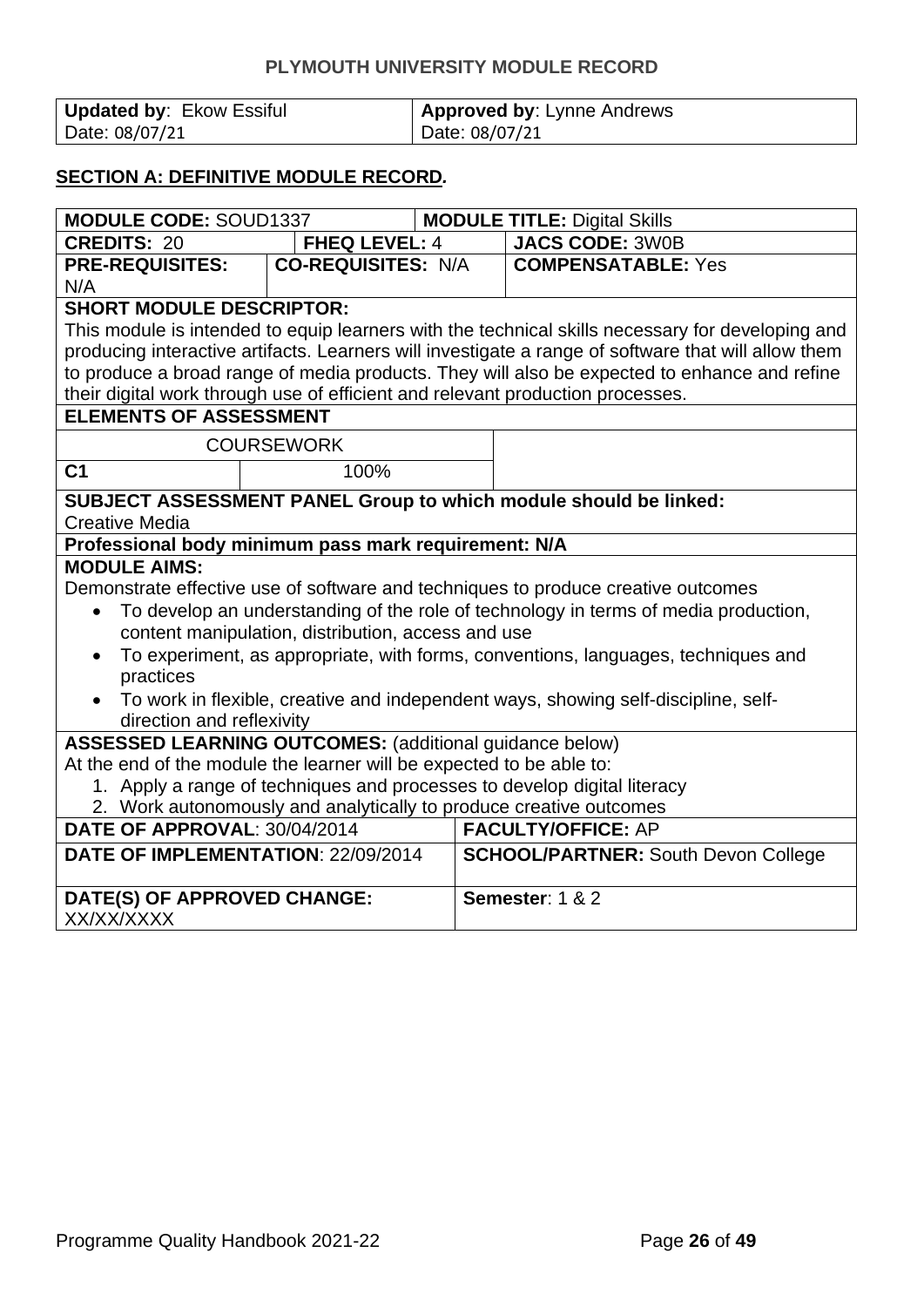## PLYMOUTH UNIVERSITY MODULE RECORD

| **Updated by**: Ekow Essiful<br>Date: 08/07/21 | **Approved by**: Lynne Andrews<br>Date: 08/07/21 |
|---|---|

### SECTION A: DEFINITIVE MODULE RECORD.

| | | | |
|---|---|---|---|
| **MODULE CODE:** SOUD1337 | | **MODULE TITLE:** Digital Skills | |
| **CREDITS:** 20 | **FHEQ LEVEL:** 4 | | **JACS CODE:** 3W0B |
| **PRE-REQUISITES:** N/A | **CO-REQUISITES:** N/A | | **COMPENSATABLE:** Yes |

**SHORT MODULE DESCRIPTOR:**
This module is intended to equip learners with the technical skills necessary for developing and producing interactive artifacts. Learners will investigate a range of software that will allow them to produce a broad range of media products. They will also be expected to enhance and refine their digital work through use of efficient and relevant production processes.

**ELEMENTS OF ASSESSMENT**

| COURSEWORK | |
|---|---|
| **C1** | 100% |

**SUBJECT ASSESSMENT PANEL Group to which module should be linked:**
Creative Media

**Professional body minimum pass mark requirement: N/A**

**MODULE AIMS:**
Demonstrate effective use of software and techniques to produce creative outcomes

- To develop an understanding of the role of technology in terms of media production, content manipulation, distribution, access and use
- To experiment, as appropriate, with forms, conventions, languages, techniques and practices
- To work in flexible, creative and independent ways, showing self-discipline, self-direction and reflexivity

**ASSESSED LEARNING OUTCOMES:** (additional guidance below)
At the end of the module the learner will be expected to be able to:

1. Apply a range of techniques and processes to develop digital literacy
2. Work autonomously and analytically to produce creative outcomes

| | |
|---|---|
| **DATE OF APPROVAL**: 30/04/2014 | **FACULTY/OFFICE:** AP |
| **DATE OF IMPLEMENTATION**: 22/09/2014 | **SCHOOL/PARTNER:** South Devon College |
| **DATE(S) OF APPROVED CHANGE:** XX/XX/XXXX | **Semester**: 1 & 2 |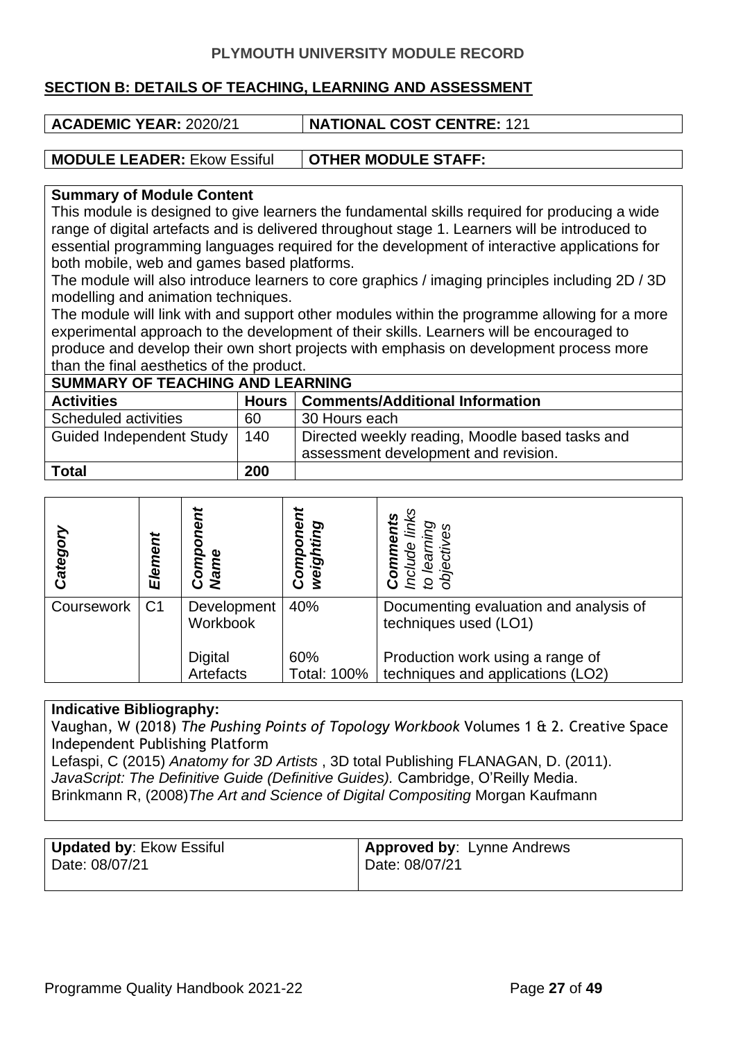**PLYMOUTH UNIVERSITY MODULE RECORD**

## SECTION B: DETAILS OF TEACHING, LEARNING AND ASSESSMENT

| **ACADEMIC YEAR:** 2020/21 | **NATIONAL COST CENTRE:** 121 |
|---|---|

| **MODULE LEADER:** Ekow Essiful | **OTHER MODULE STAFF:** |
|---|---|

**Summary of Module Content**

This module is designed to give learners the fundamental skills required for producing a wide range of digital artefacts and is delivered throughout stage 1. Learners will be introduced to essential programming languages required for the development of interactive applications for both mobile, web and games based platforms.

The module will also introduce learners to core graphics / imaging principles including 2D / 3D modelling and animation techniques.

The module will link with and support other modules within the programme allowing for a more experimental approach to the development of their skills. Learners will be encouraged to produce and develop their own short projects with emphasis on development process more than the final aesthetics of the product.

**SUMMARY OF TEACHING AND LEARNING**

| **Activities** | **Hours** | **Comments/Additional Information** |
|---|---|---|
| Scheduled activities | 60 | 30 Hours each |
| Guided Independent Study | 140 | Directed weekly reading, Moodle based tasks and assessment development and revision. |
| **Total** | **200** | |

| ***Category*** | ***Element*** | ***Component Name*** | ***Component weighting*** | ***Comments** Include links to learning objectives* |
|---|---|---|---|---|
| Coursework | C1 | Development Workbook | 40% | Documenting evaluation and analysis of techniques used (LO1) |
| | | Digital Artefacts | 60%<br>Total: 100% | Production work using a range of techniques and applications (LO2) |

**Indicative Bibliography:**

Vaughan, W (2018) *The Pushing Points of Topology Workbook* Volumes 1 & 2. Creative Space Independent Publishing Platform

Lefaspi, C (2015) *Anatomy for 3D Artists* , 3D total Publishing FLANAGAN, D. (2011). *JavaScript: The Definitive Guide (Definitive Guides).* Cambridge, O'Reilly Media.

Brinkmann R, (2008)*The Art and Science of Digital Compositing* Morgan Kaufmann

| **Updated by**: Ekow Essiful<br>Date: 08/07/21 | **Approved by**: Lynne Andrews<br>Date: 08/07/21 |
|---|---|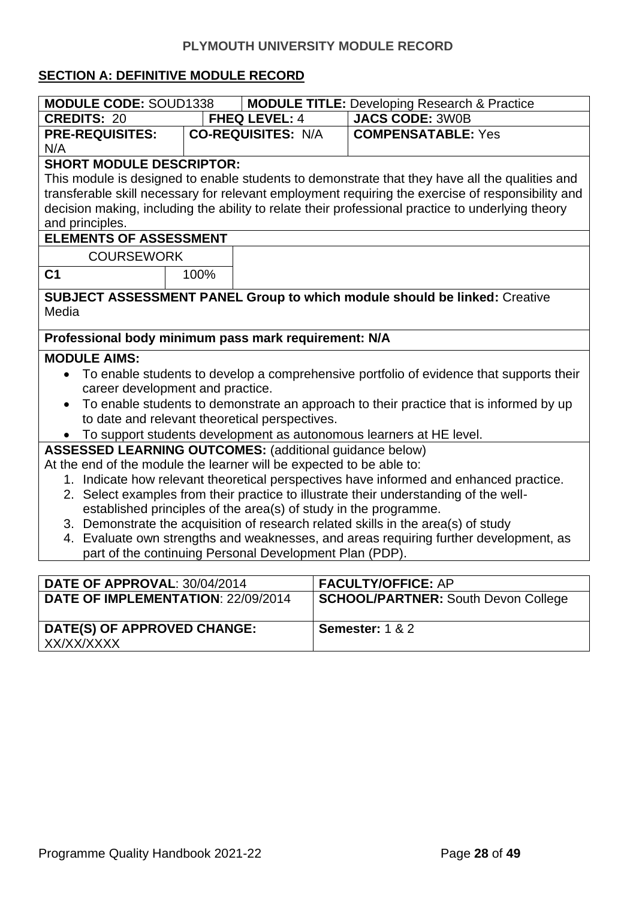## PLYMOUTH UNIVERSITY MODULE RECORD

### SECTION A: DEFINITIVE MODULE RECORD

| **MODULE CODE:** SOUD1338 | | **MODULE TITLE:** Developing Research & Practice |
|---|---|---|
| **CREDITS:** 20 | **FHEQ LEVEL:** 4 | **JACS CODE:** 3W0B |
| **PRE-REQUISITES:** N/A | **CO-REQUISITES:** N/A | **COMPENSATABLE:** Yes |

**SHORT MODULE DESCRIPTOR:**
This module is designed to enable students to demonstrate that they have all the qualities and transferable skill necessary for relevant employment requiring the exercise of responsibility and decision making, including the ability to relate their professional practice to underlying theory and principles.

**ELEMENTS OF ASSESSMENT**

| COURSEWORK | |
|---|---|
| **C1** | 100% |

**SUBJECT ASSESSMENT PANEL Group to which module should be linked:** Creative Media

**Professional body minimum pass mark requirement: N/A**

**MODULE AIMS:**

- To enable students to develop a comprehensive portfolio of evidence that supports their career development and practice.
- To enable students to demonstrate an approach to their practice that is informed by up to date and relevant theoretical perspectives.
- To support students development as autonomous learners at HE level.

**ASSESSED LEARNING OUTCOMES:** (additional guidance below)
At the end of the module the learner will be expected to be able to:

1. Indicate how relevant theoretical perspectives have informed and enhanced practice.
2. Select examples from their practice to illustrate their understanding of the well-established principles of the area(s) of study in the programme.
3. Demonstrate the acquisition of research related skills in the area(s) of study
4. Evaluate own strengths and weaknesses, and areas requiring further development, as part of the continuing Personal Development Plan (PDP).

| **DATE OF APPROVAL**: 30/04/2014 | **FACULTY/OFFICE:** AP |
|---|---|
| **DATE OF IMPLEMENTATION**: 22/09/2014 | **SCHOOL/PARTNER:** South Devon College |
| **DATE(S) OF APPROVED CHANGE:** XX/XX/XXXX | **Semester:** 1 & 2 |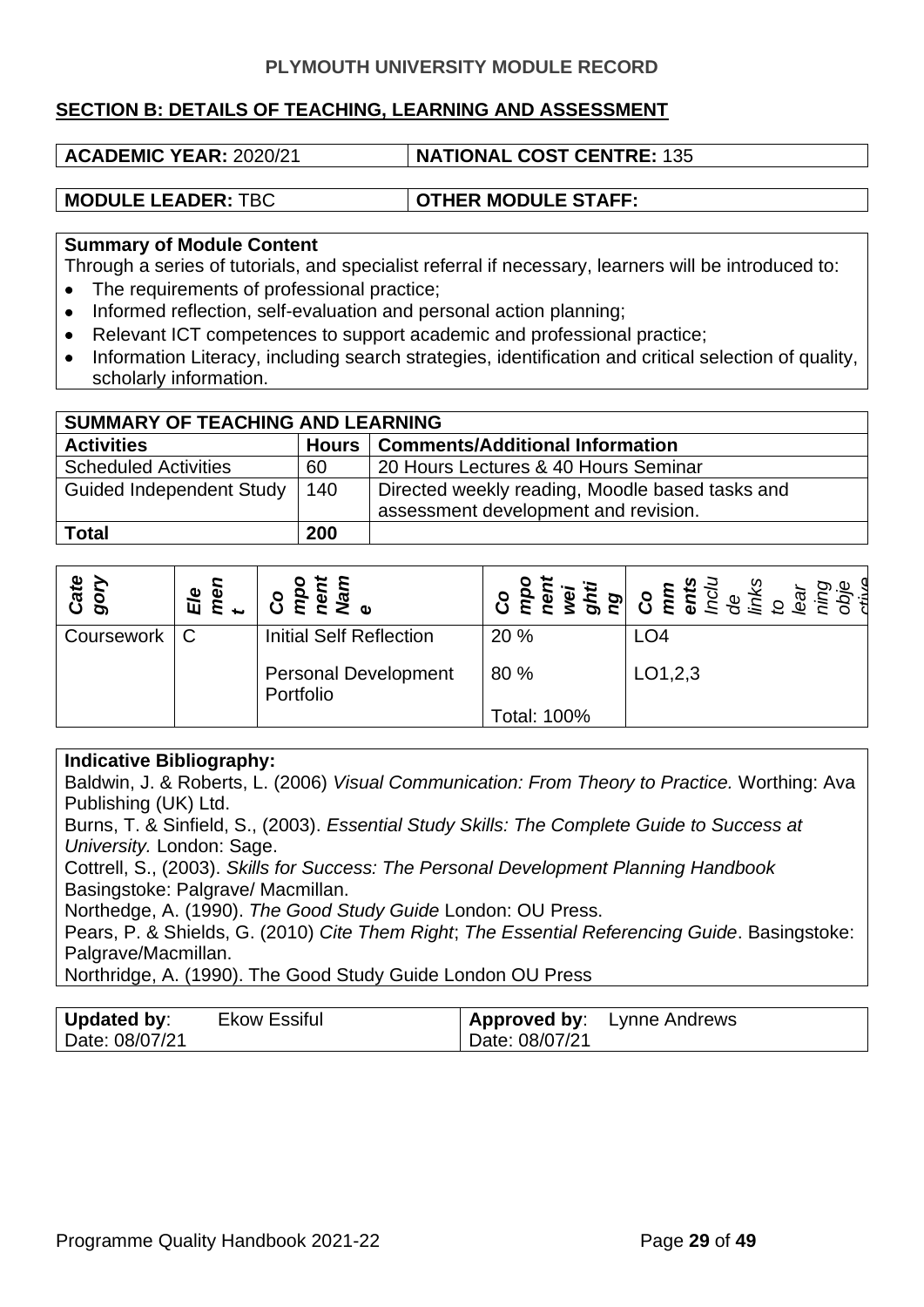**PLYMOUTH UNIVERSITY MODULE RECORD**

## SECTION B: DETAILS OF TEACHING, LEARNING AND ASSESSMENT

| **ACADEMIC YEAR:** 2020/21 | **NATIONAL COST CENTRE:** 135 |
|---|---|

| **MODULE LEADER:** TBC | **OTHER MODULE STAFF:** |
|---|---|

**Summary of Module Content**

Through a series of tutorials, and specialist referral if necessary, learners will be introduced to:

- The requirements of professional practice;
- Informed reflection, self-evaluation and personal action planning;
- Relevant ICT competences to support academic and professional practice;
- Information Literacy, including search strategies, identification and critical selection of quality, scholarly information.

| **SUMMARY OF TEACHING AND LEARNING** | | |
|---|---|---|
| **Activities** | **Hours** | **Comments/Additional Information** |
| Scheduled Activities | 60 | 20 Hours Lectures & 40 Hours Seminar |
| Guided Independent Study | 140 | Directed weekly reading, Moodle based tasks and assessment development and revision. |
| **Total** | **200** | |

| ***Category*** | ***Element*** | ***Component Name*** | ***Component weighting*** | ***Comments*** *Include links to learning objectives* |
|---|---|---|---|---|
| Coursework | C | Initial Self Reflection | 20 % | LO4 |
| | | Personal Development Portfolio | 80 % | LO1,2,3 |
| | | | Total: 100% | |

**Indicative Bibliography:**

Baldwin, J. & Roberts, L. (2006) *Visual Communication: From Theory to Practice.* Worthing: Ava Publishing (UK) Ltd.

Burns, T. & Sinfield, S., (2003). *Essential Study Skills: The Complete Guide to Success at University.* London: Sage.

Cottrell, S., (2003). *Skills for Success: The Personal Development Planning Handbook* Basingstoke: Palgrave/ Macmillan.

Northedge, A. (1990). *The Good Study Guide* London: OU Press.

Pears, P. & Shields, G. (2010) *Cite Them Right*; *The Essential Referencing Guide*. Basingstoke: Palgrave/Macmillan.

Northridge, A. (1990). The Good Study Guide London OU Press

| **Updated by**: Ekow Essiful<br>Date: 08/07/21 | **Approved by**: Lynne Andrews<br>Date: 08/07/21 |
|---|---|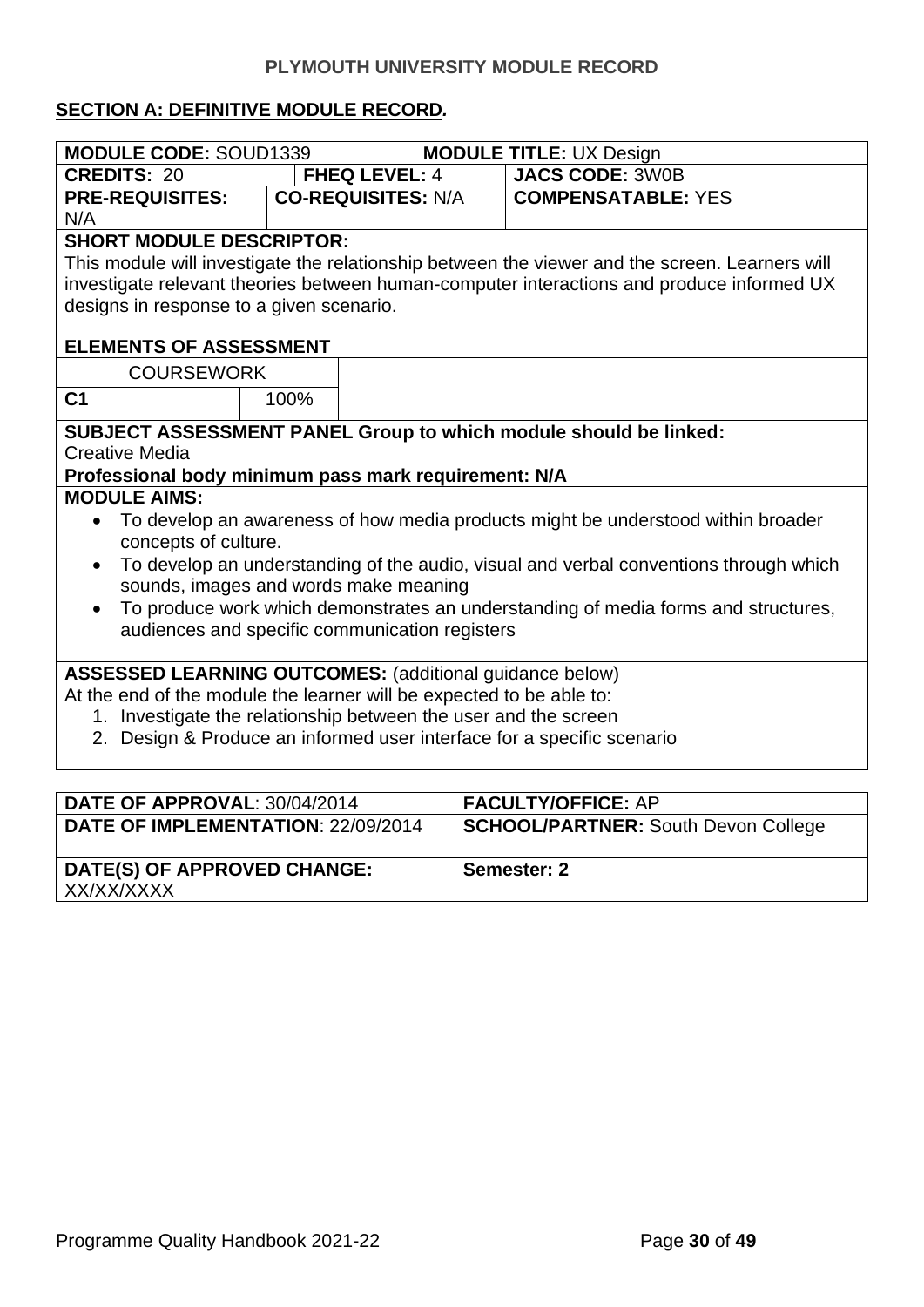# PLYMOUTH UNIVERSITY MODULE RECORD

## SECTION A: DEFINITIVE MODULE RECORD.

| **MODULE CODE:** SOUD1339 | | **MODULE TITLE:** UX Design | |
|---|---|---|---|
| **CREDITS:** 20 | **FHEQ LEVEL:** 4 | | **JACS CODE:** 3W0B |
| **PRE-REQUISITES:** N/A | **CO-REQUISITES:** N/A | | **COMPENSATABLE:** YES |

**SHORT MODULE DESCRIPTOR:**
This module will investigate the relationship between the viewer and the screen. Learners will investigate relevant theories between human-computer interactions and produce informed UX designs in response to a given scenario.

**ELEMENTS OF ASSESSMENT**

| COURSEWORK | |
|---|---|
| **C1** | 100% |

**SUBJECT ASSESSMENT PANEL Group to which module should be linked:**
Creative Media

**Professional body minimum pass mark requirement: N/A**

**MODULE AIMS:**

- To develop an awareness of how media products might be understood within broader concepts of culture.
- To develop an understanding of the audio, visual and verbal conventions through which sounds, images and words make meaning
- To produce work which demonstrates an understanding of media forms and structures, audiences and specific communication registers

**ASSESSED LEARNING OUTCOMES:** (additional guidance below)
At the end of the module the learner will be expected to be able to:

1. Investigate the relationship between the user and the screen
2. Design & Produce an informed user interface for a specific scenario

| **DATE OF APPROVAL**: 30/04/2014 | **FACULTY/OFFICE:** AP |
|---|---|
| **DATE OF IMPLEMENTATION**: 22/09/2014 | **SCHOOL/PARTNER:** South Devon College |
| **DATE(S) OF APPROVED CHANGE:** XX/XX/XXXX | **Semester: 2** |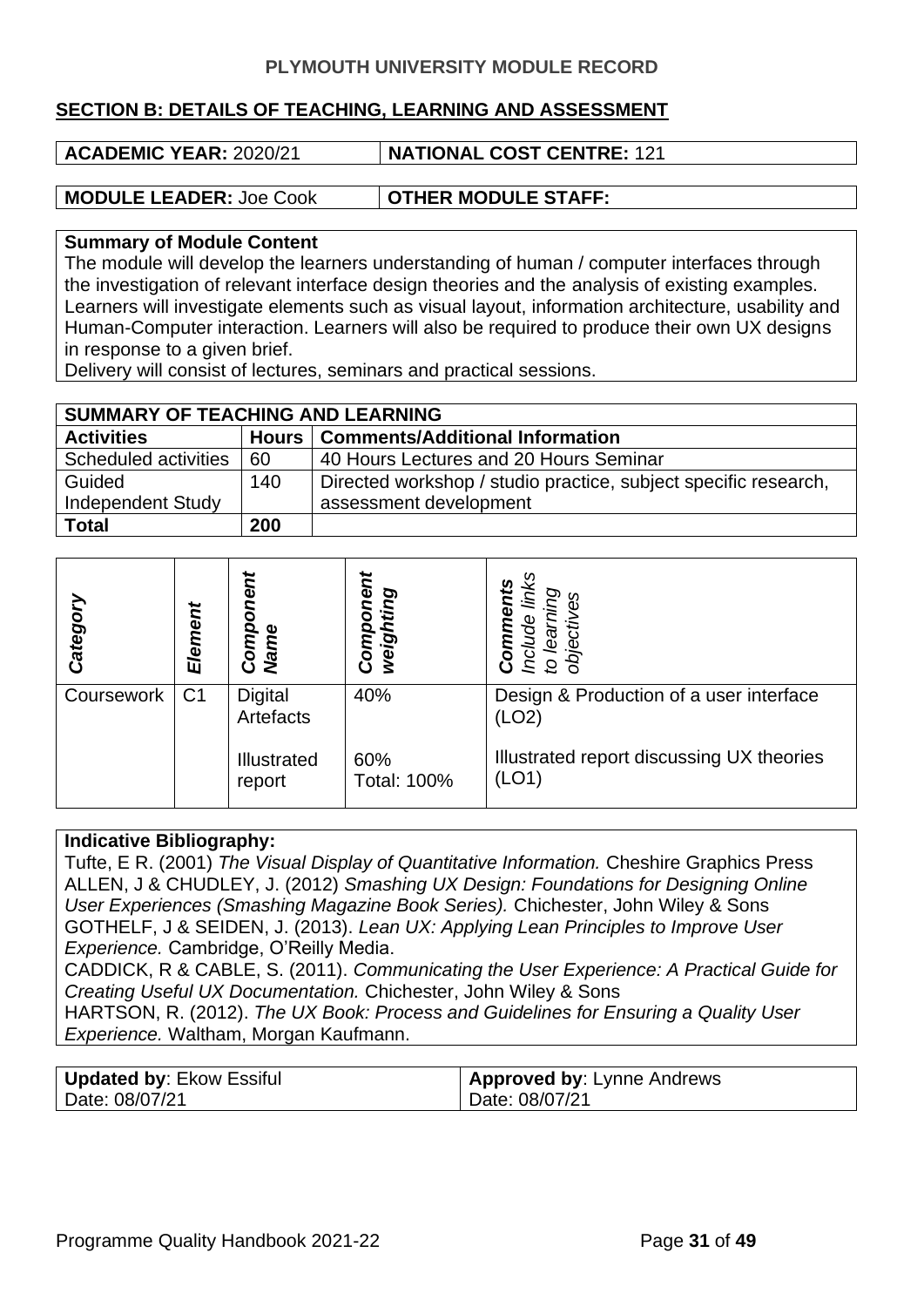PLYMOUTH UNIVERSITY MODULE RECORD

## SECTION B: DETAILS OF TEACHING, LEARNING AND ASSESSMENT

| **ACADEMIC YEAR:** 2020/21 | **NATIONAL COST CENTRE:** 121 |
|---|---|

| **MODULE LEADER:** Joe Cook | **OTHER MODULE STAFF:** |
|---|---|

**Summary of Module Content**

The module will develop the learners understanding of human / computer interfaces through the investigation of relevant interface design theories and the analysis of existing examples. Learners will investigate elements such as visual layout, information architecture, usability and Human-Computer interaction. Learners will also be required to produce their own UX designs in response to a given brief.

Delivery will consist of lectures, seminars and practical sessions.

| **SUMMARY OF TEACHING AND LEARNING** | | |
|---|---|---|
| **Activities** | **Hours** | **Comments/Additional Information** |
| Scheduled activities | 60 | 40 Hours Lectures and 20 Hours Seminar |
| Guided Independent Study | 140 | Directed workshop / studio practice, subject specific research, assessment development |
| **Total** | **200** | |

| ***Category*** | ***Element*** | ***Component Name*** | ***Component weighting*** | ***Comments*** *Include links to learning objectives* |
|---|---|---|---|---|
| Coursework | C1 | Digital Artefacts | 40% | Design & Production of a user interface (LO2) |
| | | Illustrated report | 60% Total: 100% | Illustrated report discussing UX theories (LO1) |

**Indicative Bibliography:**

Tufte, E R. (2001) *The Visual Display of Quantitative Information.* Cheshire Graphics Press

ALLEN, J & CHUDLEY, J. (2012) *Smashing UX Design: Foundations for Designing Online User Experiences (Smashing Magazine Book Series).* Chichester, John Wiley & Sons

GOTHELF, J & SEIDEN, J. (2013). *Lean UX: Applying Lean Principles to Improve User Experience.* Cambridge, O'Reilly Media.

CADDICK, R & CABLE, S. (2011). *Communicating the User Experience: A Practical Guide for Creating Useful UX Documentation.* Chichester, John Wiley & Sons

HARTSON, R. (2012). *The UX Book: Process and Guidelines for Ensuring a Quality User Experience.* Waltham, Morgan Kaufmann.

| **Updated by**: Ekow Essiful<br>Date: 08/07/21 | **Approved by**: Lynne Andrews<br>Date: 08/07/21 |
|---|---|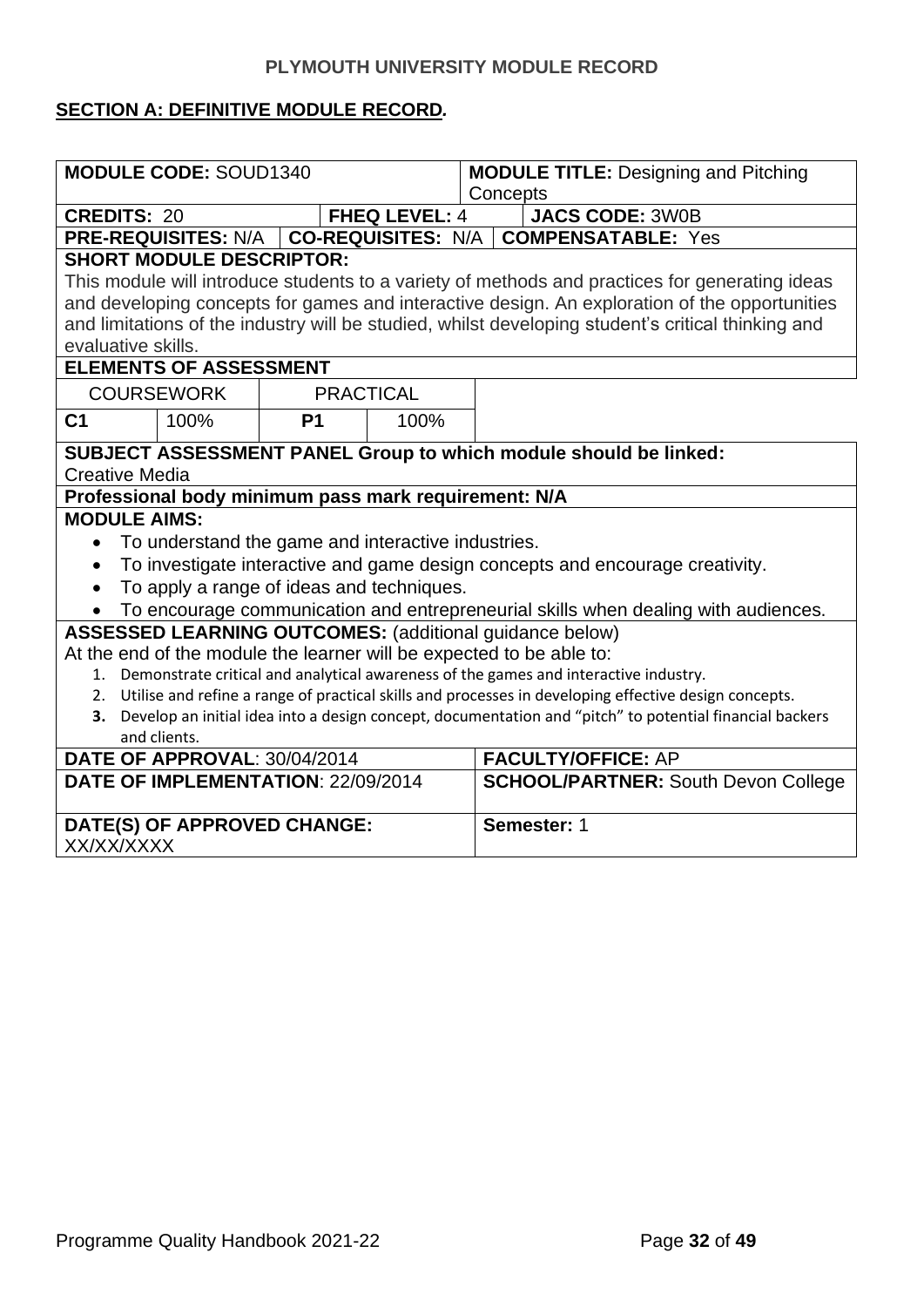**PLYMOUTH UNIVERSITY MODULE RECORD**

**SECTION A: DEFINITIVE MODULE RECORD.**

| **MODULE CODE:** SOUD1340 | | | **MODULE TITLE:** Designing and Pitching Concepts |
|---|---|---|---|
| **CREDITS:** 20 | **FHEQ LEVEL:** 4 | | **JACS CODE:** 3W0B |
| **PRE-REQUISITES:** N/A | **CO-REQUISITES:** N/A | | **COMPENSATABLE:** Yes |

**SHORT MODULE DESCRIPTOR:**

This module will introduce students to a variety of methods and practices for generating ideas and developing concepts for games and interactive design. An exploration of the opportunities and limitations of the industry will be studied, whilst developing student's critical thinking and evaluative skills.

**ELEMENTS OF ASSESSMENT**

| COURSEWORK | | PRACTICAL | |
|---|---|---|---|
| **C1** | 100% | **P1** | 100% |

**SUBJECT ASSESSMENT PANEL Group to which module should be linked:**
Creative Media

**Professional body minimum pass mark requirement: N/A**

**MODULE AIMS:**

- To understand the game and interactive industries.
- To investigate interactive and game design concepts and encourage creativity.
- To apply a range of ideas and techniques.
- To encourage communication and entrepreneurial skills when dealing with audiences.

**ASSESSED LEARNING OUTCOMES:** (additional guidance below)

At the end of the module the learner will be expected to be able to:

1. Demonstrate critical and analytical awareness of the games and interactive industry.
2. Utilise and refine a range of practical skills and processes in developing effective design concepts.
3. Develop an initial idea into a design concept, documentation and "pitch" to potential financial backers and clients.

| **DATE OF APPROVAL**: 30/04/2014 | **FACULTY/OFFICE:** AP |
|---|---|
| **DATE OF IMPLEMENTATION**: 22/09/2014 | **SCHOOL/PARTNER:** South Devon College |
| **DATE(S) OF APPROVED CHANGE:** XX/XX/XXXX | **Semester:** 1 |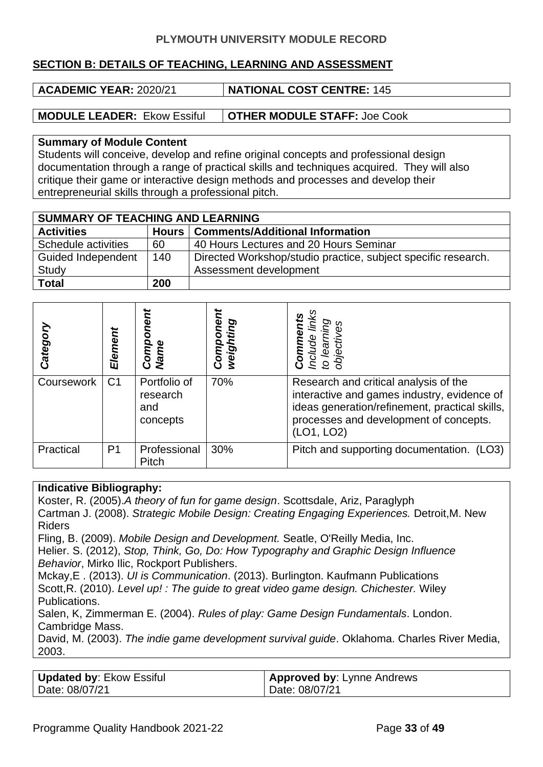**PLYMOUTH UNIVERSITY MODULE RECORD**

**SECTION B: DETAILS OF TEACHING, LEARNING AND ASSESSMENT**

| **ACADEMIC YEAR:** 2020/21 | **NATIONAL COST CENTRE:** 145 |
|---|---|

| **MODULE LEADER:** Ekow Essiful | **OTHER MODULE STAFF:** Joe Cook |
|---|---|

**Summary of Module Content**

Students will conceive, develop and refine original concepts and professional design documentation through a range of practical skills and techniques acquired. They will also critique their game or interactive design methods and processes and develop their entrepreneurial skills through a professional pitch.

| **SUMMARY OF TEACHING AND LEARNING** | | |
|---|---|---|
| **Activities** | **Hours** | **Comments/Additional Information** |
| Schedule activities | 60 | 40 Hours Lectures and 20 Hours Seminar |
| Guided Independent Study | 140 | Directed Workshop/studio practice, subject specific research. Assessment development |
| **Total** | **200** | |

| ***Category*** | ***Element*** | ***Component Name*** | ***Component weighting*** | ***Comments*** *Include links to learning objectives* |
|---|---|---|---|---|
| Coursework | C1 | Portfolio of research and concepts | 70% | Research and critical analysis of the interactive and games industry, evidence of ideas generation/refinement, practical skills, processes and development of concepts. (LO1, LO2) |
| Practical | P1 | Professional Pitch | 30% | Pitch and supporting documentation. (LO3) |

**Indicative Bibliography:**

Koster, R. (2005).*A theory of fun for game design*. Scottsdale, Ariz, Paraglyph

Cartman J. (2008). *Strategic Mobile Design: Creating Engaging Experiences.* Detroit,M. New Riders

Fling, B. (2009). *Mobile Design and Development.* Seatle, O'Reilly Media, Inc.

Helier. S. (2012), *Stop, Think, Go, Do: How Typography and Graphic Design Influence Behavior*, Mirko Ilic, Rockport Publishers.

Mckay,E . (2013). *UI is Communication*. (2013). Burlington. Kaufmann Publications

Scott,R. (2010). *Level up! : The guide to great video game design. Chichester.* Wiley Publications.

Salen, K, Zimmerman E. (2004). *Rules of play: Game Design Fundamentals*. London. Cambridge Mass.

David, M. (2003). *The indie game development survival guide*. Oklahoma. Charles River Media, 2003.

| **Updated by**: Ekow Essiful<br>Date: 08/07/21 | **Approved by**: Lynne Andrews<br>Date: 08/07/21 |
|---|---|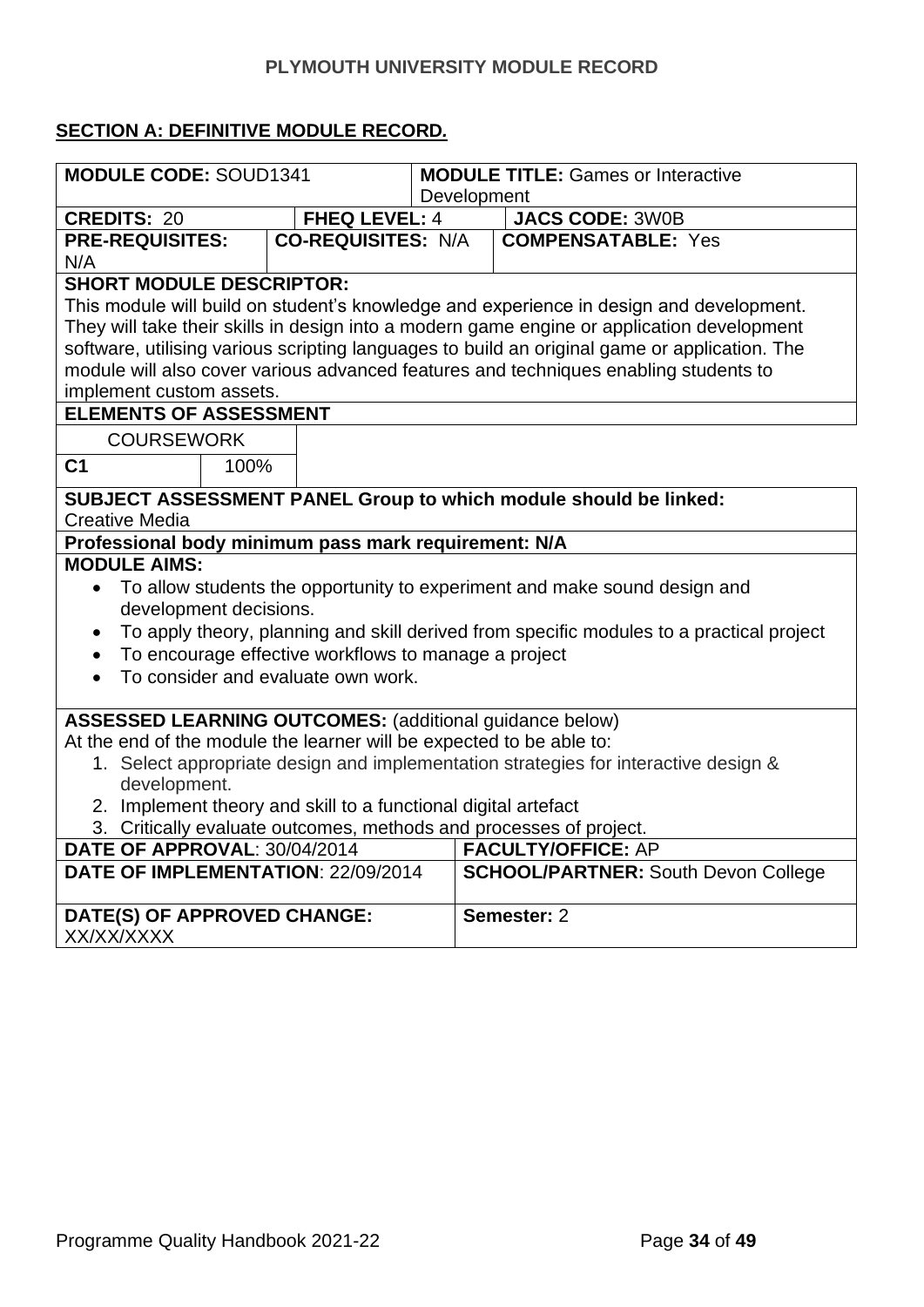**PLYMOUTH UNIVERSITY MODULE RECORD**

## SECTION A: DEFINITIVE MODULE RECORD.

| | | |
|---|---|---|
| **MODULE CODE:** SOUD1341 | **MODULE TITLE:** Games or Interactive Development | |
| **CREDITS:** 20 | **FHEQ LEVEL:** 4 | **JACS CODE:** 3W0B |
| **PRE-REQUISITES:** N/A | **CO-REQUISITES:** N/A | **COMPENSATABLE:** Yes |

**SHORT MODULE DESCRIPTOR:**

This module will build on student's knowledge and experience in design and development. They will take their skills in design into a modern game engine or application development software, utilising various scripting languages to build an original game or application. The module will also cover various advanced features and techniques enabling students to implement custom assets.

**ELEMENTS OF ASSESSMENT**

| COURSEWORK | |
|---|---|
| **C1** | 100% |

**SUBJECT ASSESSMENT PANEL Group to which module should be linked:**
Creative Media

**Professional body minimum pass mark requirement: N/A**

**MODULE AIMS:**

- To allow students the opportunity to experiment and make sound design and development decisions.
- To apply theory, planning and skill derived from specific modules to a practical project
- To encourage effective workflows to manage a project
- To consider and evaluate own work.

**ASSESSED LEARNING OUTCOMES:** (additional guidance below)

At the end of the module the learner will be expected to be able to:

1. Select appropriate design and implementation strategies for interactive design & development.
2. Implement theory and skill to a functional digital artefact
3. Critically evaluate outcomes, methods and processes of project.

| | |
|---|---|
| **DATE OF APPROVAL**: 30/04/2014 | **FACULTY/OFFICE:** AP |
| **DATE OF IMPLEMENTATION**: 22/09/2014 | **SCHOOL/PARTNER:** South Devon College |
| **DATE(S) OF APPROVED CHANGE:** XX/XX/XXXX | **Semester:** 2 |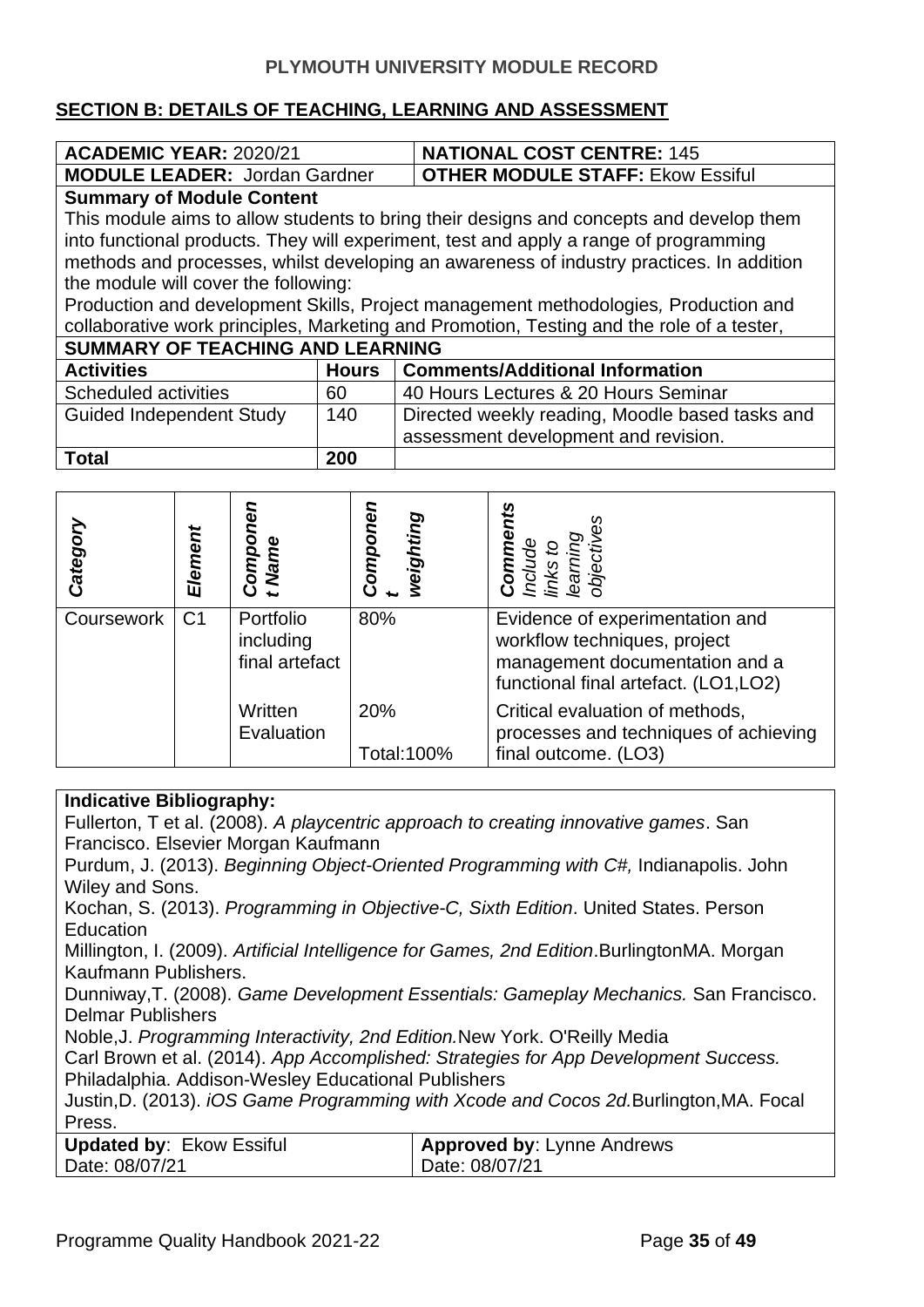**PLYMOUTH UNIVERSITY MODULE RECORD**

## SECTION B: DETAILS OF TEACHING, LEARNING AND ASSESSMENT

| **ACADEMIC YEAR:** 2020/21 | **NATIONAL COST CENTRE:** 145 |
|---|---|
| **MODULE LEADER:** Jordan Gardner | **OTHER MODULE STAFF:** Ekow Essiful |

**Summary of Module Content**

This module aims to allow students to bring their designs and concepts and develop them into functional products. They will experiment, test and apply a range of programming methods and processes, whilst developing an awareness of industry practices. In addition the module will cover the following:

Production and development Skills, Project management methodologies*,* Production and collaborative work principles, Marketing and Promotion, Testing and the role of a tester,

**SUMMARY OF TEACHING AND LEARNING**

| **Activities** | **Hours** | **Comments/Additional Information** |
|---|---|---|
| Scheduled activities | 60 | 40 Hours Lectures & 20 Hours Seminar |
| Guided Independent Study | 140 | Directed weekly reading, Moodle based tasks and assessment development and revision. |
| **Total** | **200** | |

| ***Category*** | ***Element*** | ***Component Name*** | ***Component weighting*** | ***Comments** Include links to learning objectives* |
|---|---|---|---|---|
| Coursework | C1 | Portfolio including final artefact | 80% | Evidence of experimentation and workflow techniques, project management documentation and a functional final artefact. (LO1,LO2) |
| | | Written Evaluation | 20% Total:100% | Critical evaluation of methods, processes and techniques of achieving final outcome. (LO3) |

**Indicative Bibliography:**

Fullerton, T et al. (2008). *A playcentric approach to creating innovative games*. San Francisco. Elsevier Morgan Kaufmann

Purdum, J. (2013). *Beginning Object-Oriented Programming with C#,* Indianapolis. John Wiley and Sons.

Kochan, S. (2013). *Programming in Objective-C, Sixth Edition*. United States. Person Education

Millington, I. (2009). *Artificial Intelligence for Games, 2nd Edition*.BurlingtonMA. Morgan Kaufmann Publishers.

Dunniway,T. (2008). *Game Development Essentials: Gameplay Mechanics.* San Francisco. Delmar Publishers

Noble,J. *Programming Interactivity, 2nd Edition.*New York. O'Reilly Media

Carl Brown et al. (2014). *App Accomplished: Strategies for App Development Success.* Philadalphia. Addison-Wesley Educational Publishers

Justin,D. (2013). *iOS Game Programming with Xcode and Cocos 2d.*Burlington,MA. Focal Press.

| **Updated by**: Ekow Essiful | **Approved by**: Lynne Andrews |
|---|---|
| Date: 08/07/21 | Date: 08/07/21 |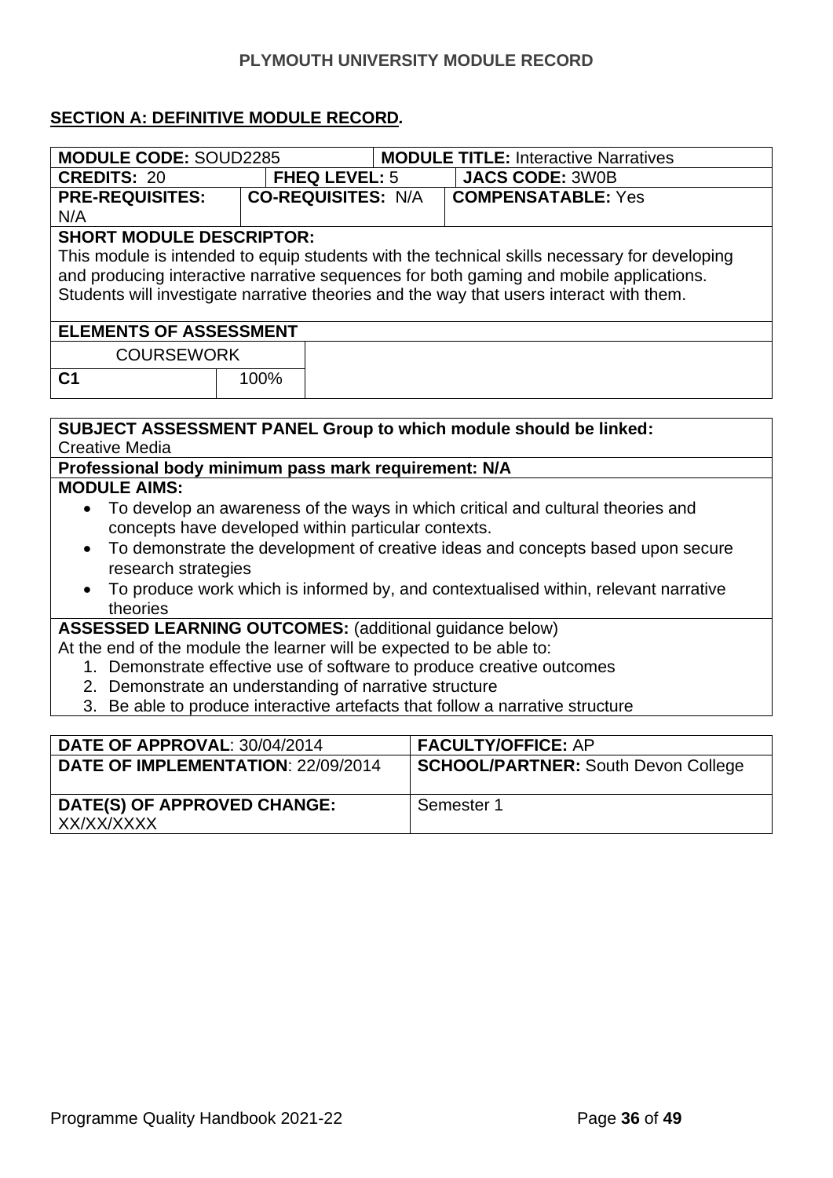**PLYMOUTH UNIVERSITY MODULE RECORD**

**SECTION A: DEFINITIVE MODULE RECORD.**

| **MODULE CODE:** SOUD2285 | | **MODULE TITLE:** Interactive Narratives | |
|---|---|---|---|
| **CREDITS:** 20 | **FHEQ LEVEL:** 5 | | **JACS CODE:** 3W0B |
| **PRE-REQUISITES:** N/A | **CO-REQUISITES:** N/A | | **COMPENSATABLE:** Yes |

**SHORT MODULE DESCRIPTOR:**

This module is intended to equip students with the technical skills necessary for developing and producing interactive narrative sequences for both gaming and mobile applications. Students will investigate narrative theories and the way that users interact with them.

**ELEMENTS OF ASSESSMENT**

| COURSEWORK | | |
|---|---|---|
| **C1** | 100% | |

**SUBJECT ASSESSMENT PANEL Group to which module should be linked:** Creative Media

**Professional body minimum pass mark requirement: N/A**

**MODULE AIMS:**

- To develop an awareness of the ways in which critical and cultural theories and concepts have developed within particular contexts.
- To demonstrate the development of creative ideas and concepts based upon secure research strategies
- To produce work which is informed by, and contextualised within, relevant narrative theories

**ASSESSED LEARNING OUTCOMES:** (additional guidance below)

At the end of the module the learner will be expected to be able to:

1. Demonstrate effective use of software to produce creative outcomes
2. Demonstrate an understanding of narrative structure
3. Be able to produce interactive artefacts that follow a narrative structure

| **DATE OF APPROVAL**: 30/04/2014 | **FACULTY/OFFICE:** AP |
|---|---|
| **DATE OF IMPLEMENTATION**: 22/09/2014 | **SCHOOL/PARTNER:** South Devon College |
| **DATE(S) OF APPROVED CHANGE:** XX/XX/XXXX | Semester 1 |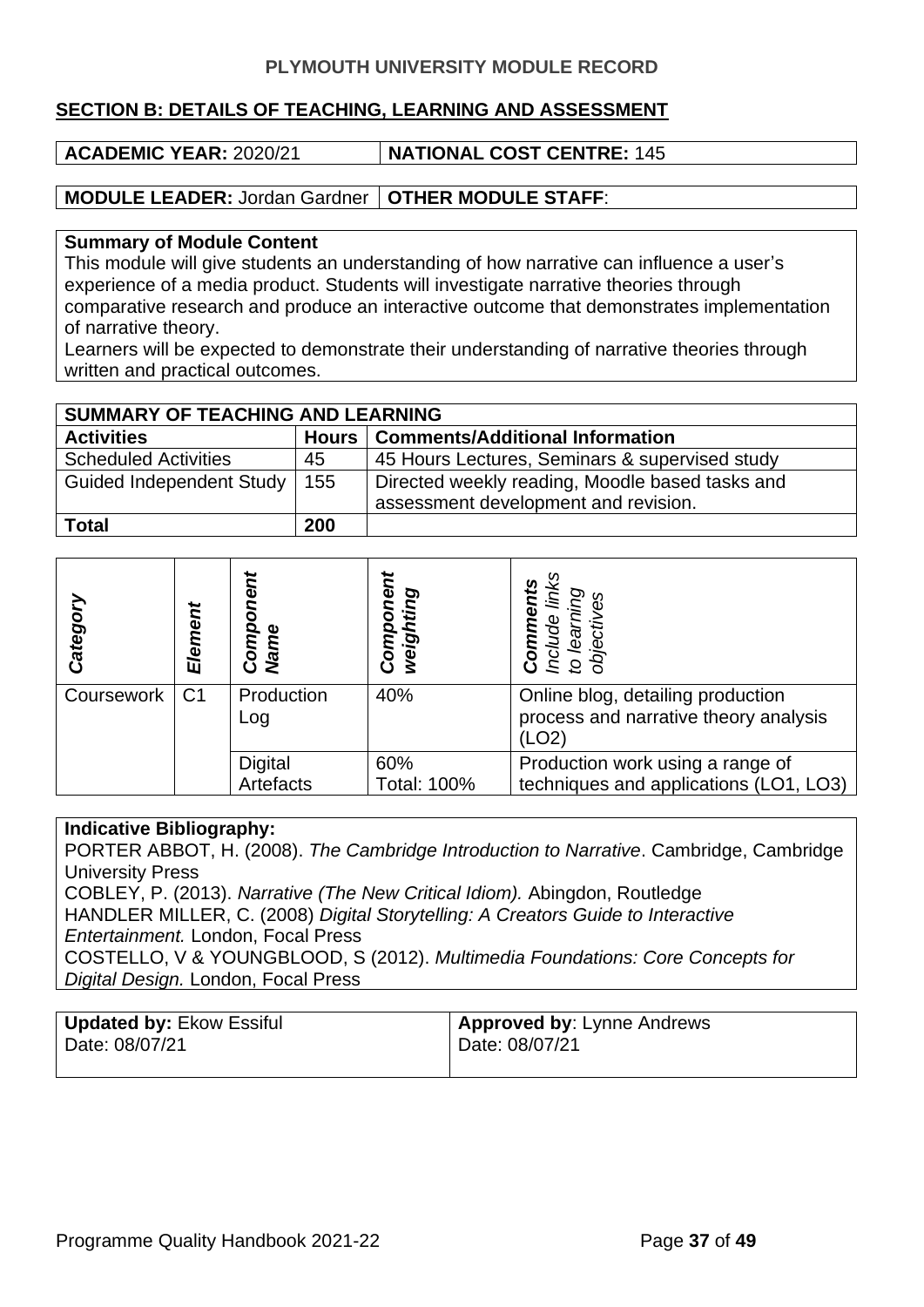**PLYMOUTH UNIVERSITY MODULE RECORD**

**SECTION B: DETAILS OF TEACHING, LEARNING AND ASSESSMENT**

| **ACADEMIC YEAR:** 2020/21 | **NATIONAL COST CENTRE:** 145 |
|---|---|

| **MODULE LEADER:** Jordan Gardner | **OTHER MODULE STAFF**: |
|---|---|

**Summary of Module Content**

This module will give students an understanding of how narrative can influence a user's experience of a media product. Students will investigate narrative theories through comparative research and produce an interactive outcome that demonstrates implementation of narrative theory.
Learners will be expected to demonstrate their understanding of narrative theories through written and practical outcomes.

| **SUMMARY OF TEACHING AND LEARNING** | | |
|---|---|---|
| **Activities** | **Hours** | **Comments/Additional Information** |
| Scheduled Activities | 45 | 45 Hours Lectures, Seminars & supervised study |
| Guided Independent Study | 155 | Directed weekly reading, Moodle based tasks and assessment development and revision. |
| **Total** | **200** | |

| ***Category*** | ***Element*** | ***Component Name*** | ***Component weighting*** | ***Comments*** *Include links to learning objectives* |
|---|---|---|---|---|
| Coursework | C1 | Production Log | 40% | Online blog, detailing production process and narrative theory analysis (LO2) |
| | | Digital Artefacts | 60% Total: 100% | Production work using a range of techniques and applications (LO1, LO3) |

**Indicative Bibliography:**

PORTER ABBOT, H. (2008). *The Cambridge Introduction to Narrative*. Cambridge, Cambridge University Press
COBLEY, P. (2013). *Narrative (The New Critical Idiom).* Abingdon, Routledge
HANDLER MILLER, C. (2008) *Digital Storytelling: A Creators Guide to Interactive Entertainment.* London, Focal Press
COSTELLO, V & YOUNGBLOOD, S (2012). *Multimedia Foundations: Core Concepts for Digital Design.* London, Focal Press

| **Updated by:** Ekow Essiful<br>Date: 08/07/21 | **Approved by**: Lynne Andrews<br>Date: 08/07/21 |
|---|---|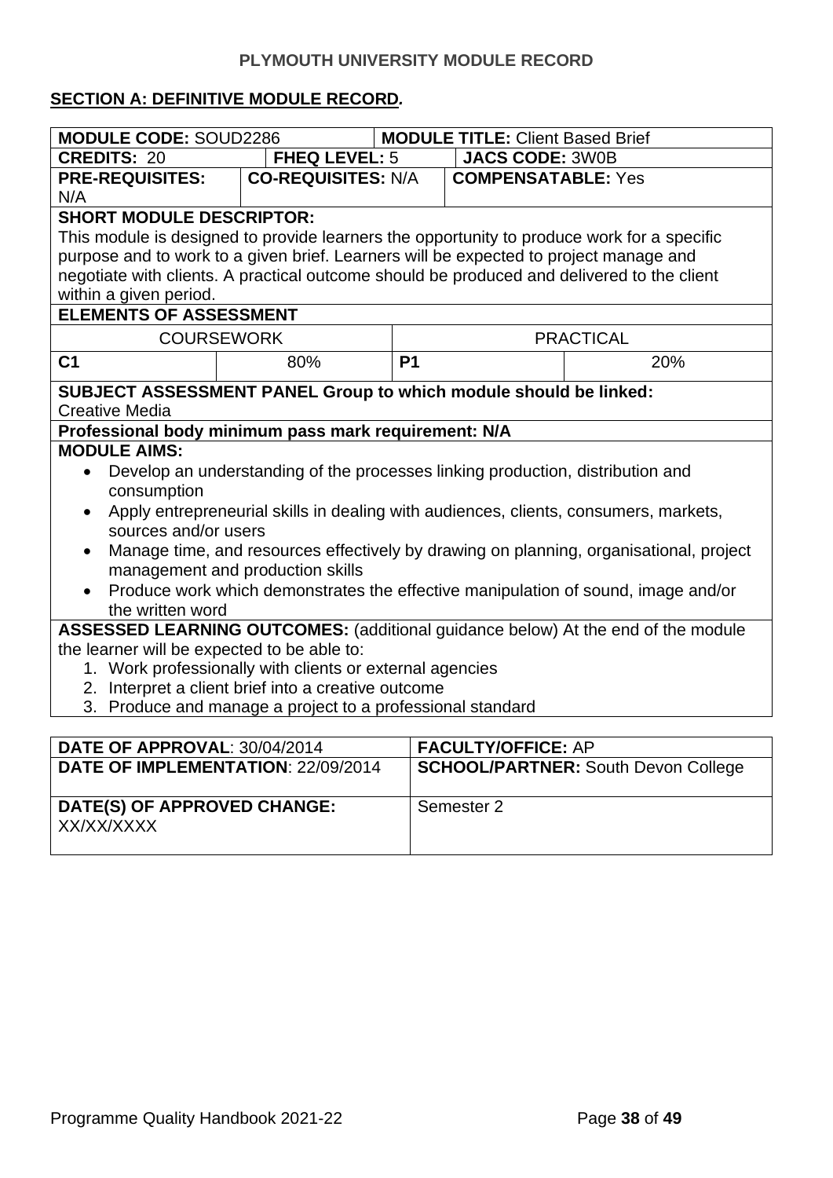**PLYMOUTH UNIVERSITY MODULE RECORD**

**SECTION A: DEFINITIVE MODULE RECORD.**

| | | | |
|---|---|---|---|
| **MODULE CODE:** SOUD2286 | | **MODULE TITLE:** Client Based Brief | |
| **CREDITS:** 20 | **FHEQ LEVEL:** 5 | **JACS CODE:** 3W0B | |
| **PRE-REQUISITES:** N/A | **CO-REQUISITES:** N/A | **COMPENSATABLE:** Yes | |

**SHORT MODULE DESCRIPTOR:**
This module is designed to provide learners the opportunity to produce work for a specific purpose and to work to a given brief. Learners will be expected to project manage and negotiate with clients. A practical outcome should be produced and delivered to the client within a given period.

**ELEMENTS OF ASSESSMENT**

| COURSEWORK | | PRACTICAL | |
|---|---|---|---|
| **C1** | 80% | **P1** | 20% |

**SUBJECT ASSESSMENT PANEL Group to which module should be linked:**
Creative Media

**Professional body minimum pass mark requirement: N/A**

**MODULE AIMS:**

- Develop an understanding of the processes linking production, distribution and consumption
- Apply entrepreneurial skills in dealing with audiences, clients, consumers, markets, sources and/or users
- Manage time, and resources effectively by drawing on planning, organisational, project management and production skills
- Produce work which demonstrates the effective manipulation of sound, image and/or the written word

**ASSESSED LEARNING OUTCOMES:** (additional guidance below) At the end of the module the learner will be expected to be able to:

1. Work professionally with clients or external agencies
2. Interpret a client brief into a creative outcome
3. Produce and manage a project to a professional standard

| | |
|---|---|
| **DATE OF APPROVAL**: 30/04/2014 | **FACULTY/OFFICE:** AP |
| **DATE OF IMPLEMENTATION**: 22/09/2014 | **SCHOOL/PARTNER:** South Devon College |
| **DATE(S) OF APPROVED CHANGE:** XX/XX/XXXX | Semester 2 |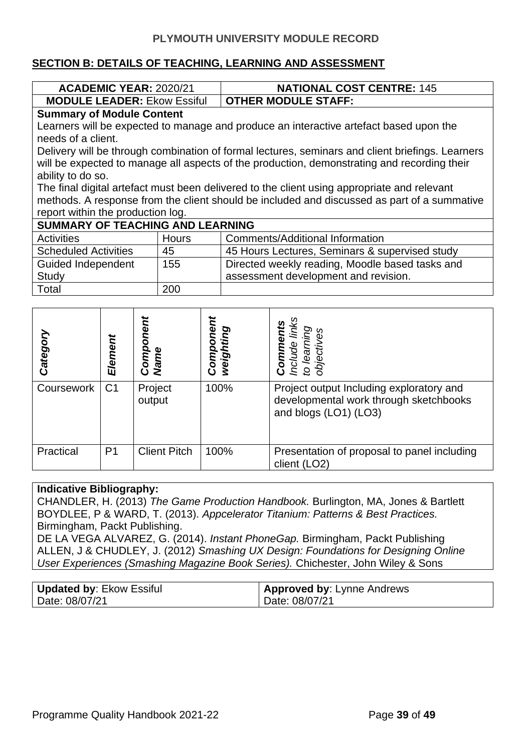**PLYMOUTH UNIVERSITY MODULE RECORD**

## SECTION B: DETAILS OF TEACHING, LEARNING AND ASSESSMENT

| **ACADEMIC YEAR:** 2020/21 | **NATIONAL COST CENTRE:** 145 |
|---|---|
| **MODULE LEADER:** Ekow Essiful | **OTHER MODULE STAFF:** |

**Summary of Module Content**

Learners will be expected to manage and produce an interactive artefact based upon the needs of a client.

Delivery will be through combination of formal lectures, seminars and client briefings. Learners will be expected to manage all aspects of the production, demonstrating and recording their ability to do so.

The final digital artefact must been delivered to the client using appropriate and relevant methods. A response from the client should be included and discussed as part of a summative report within the production log.

**SUMMARY OF TEACHING AND LEARNING**

| Activities | Hours | Comments/Additional Information |
|---|---|---|
| Scheduled Activities | 45 | 45 Hours Lectures, Seminars & supervised study |
| Guided Independent Study | 155 | Directed weekly reading, Moodle based tasks and assessment development and revision. |
| Total | 200 | |

| *Category* | *Element* | *Component Name* | *Component weighting* | ***Comments*** *Include links to learning objectives* |
|---|---|---|---|---|
| Coursework | C1 | Project output | 100% | Project output Including exploratory and developmental work through sketchbooks and blogs (LO1) (LO3) |
| Practical | P1 | Client Pitch | 100% | Presentation of proposal to panel including client (LO2) |

**Indicative Bibliography:**

CHANDLER, H. (2013) *The Game Production Handbook.* Burlington, MA, Jones & Bartlett

BOYDLEE, P & WARD, T. (2013). *Appcelerator Titanium: Patterns & Best Practices.* Birmingham, Packt Publishing.

DE LA VEGA ALVAREZ, G. (2014). *Instant PhoneGap.* Birmingham, Packt Publishing

ALLEN, J & CHUDLEY, J. (2012) *Smashing UX Design: Foundations for Designing Online User Experiences (Smashing Magazine Book Series).* Chichester, John Wiley & Sons

| **Updated by**: Ekow Essiful<br>Date: 08/07/21 | **Approved by**: Lynne Andrews<br>Date: 08/07/21 |
|---|---|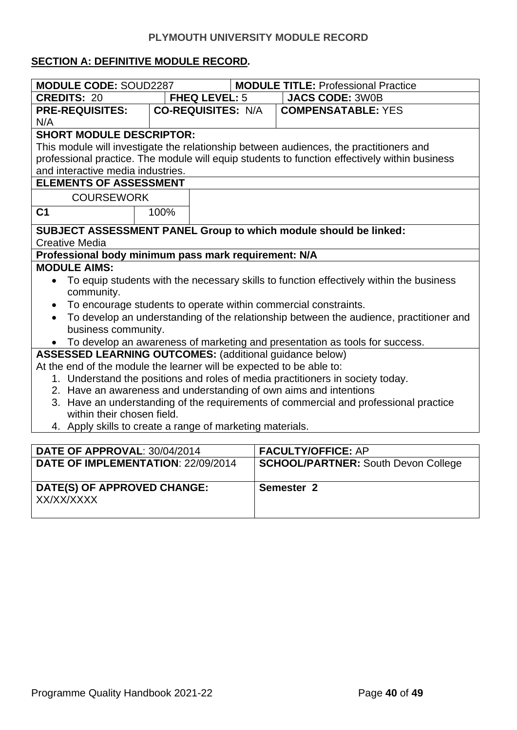**PLYMOUTH UNIVERSITY MODULE RECORD**

## SECTION A: DEFINITIVE MODULE RECORD.

| **MODULE CODE:** SOUD2287 | | **MODULE TITLE:** Professional Practice |
|---|---|---|
| **CREDITS:** 20 | **FHEQ LEVEL:** 5 | **JACS CODE:** 3W0B |
| **PRE-REQUISITES:** N/A | **CO-REQUISITES:** N/A | **COMPENSATABLE:** YES |

**SHORT MODULE DESCRIPTOR:**
This module will investigate the relationship between audiences, the practitioners and professional practice. The module will equip students to function effectively within business and interactive media industries.

**ELEMENTS OF ASSESSMENT**

| COURSEWORK | |
|---|---|
| **C1** | 100% |

**SUBJECT ASSESSMENT PANEL Group to which module should be linked:**
Creative Media

**Professional body minimum pass mark requirement: N/A**

**MODULE AIMS:**

- To equip students with the necessary skills to function effectively within the business community.
- To encourage students to operate within commercial constraints.
- To develop an understanding of the relationship between the audience, practitioner and business community.
- To develop an awareness of marketing and presentation as tools for success.

**ASSESSED LEARNING OUTCOMES:** (additional guidance below)
At the end of the module the learner will be expected to be able to:

1. Understand the positions and roles of media practitioners in society today.
2. Have an awareness and understanding of own aims and intentions
3. Have an understanding of the requirements of commercial and professional practice within their chosen field.
4. Apply skills to create a range of marketing materials.

| **DATE OF APPROVAL**: 30/04/2014 | **FACULTY/OFFICE:** AP |
|---|---|
| **DATE OF IMPLEMENTATION**: 22/09/2014 | **SCHOOL/PARTNER:** South Devon College |
| **DATE(S) OF APPROVED CHANGE:** XX/XX/XXXX | **Semester 2** |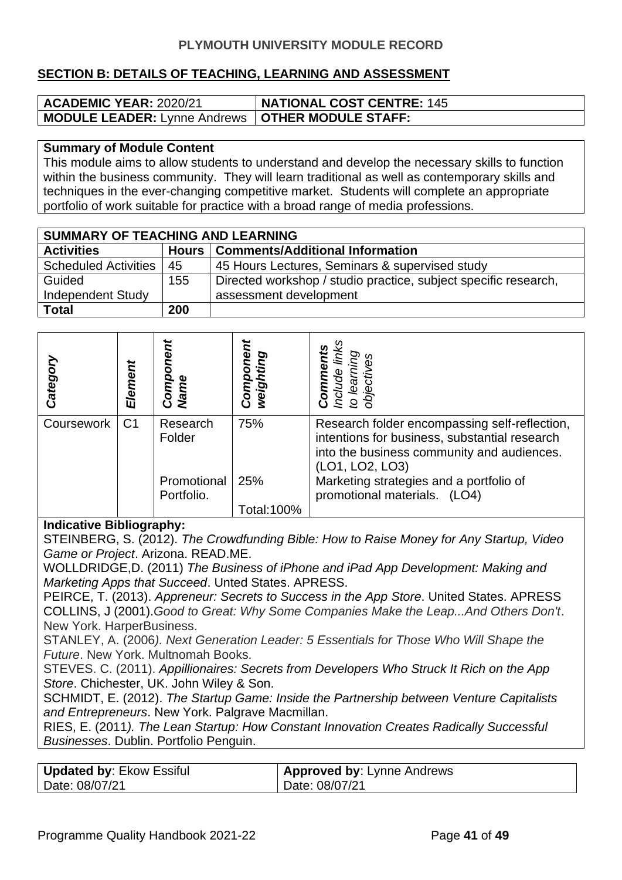## PLYMOUTH UNIVERSITY MODULE RECORD

### SECTION B: DETAILS OF TEACHING, LEARNING AND ASSESSMENT

| **ACADEMIC YEAR:** 2020/21 | **NATIONAL COST CENTRE:** 145 |
|---|---|
| **MODULE LEADER:** Lynne Andrews | **OTHER MODULE STAFF:** |

**Summary of Module Content**

This module aims to allow students to understand and develop the necessary skills to function within the business community. They will learn traditional as well as contemporary skills and techniques in the ever-changing competitive market. Students will complete an appropriate portfolio of work suitable for practice with a broad range of media professions.

| **SUMMARY OF TEACHING AND LEARNING** | | |
|---|---|---|
| **Activities** | **Hours** | **Comments/Additional Information** |
| Scheduled Activities | 45 | 45 Hours Lectures, Seminars & supervised study |
| Guided Independent Study | 155 | Directed workshop / studio practice, subject specific research, assessment development |
| **Total** | **200** | |

| ***Category*** | ***Element*** | ***Component Name*** | ***Component weighting*** | ***Comments*** *Include links to learning objectives* |
|---|---|---|---|---|
| Coursework | C1 | Research Folder | 75% | Research folder encompassing self-reflection, intentions for business, substantial research into the business community and audiences. (LO1, LO2, LO3) |
| | | Promotional Portfolio. | 25% | Marketing strategies and a portfolio of promotional materials. (LO4) |
| | | | Total:100% | |

**Indicative Bibliography:**

STEINBERG, S. (2012). *The Crowdfunding Bible: How to Raise Money for Any Startup, Video Game or Project*. Arizona. READ.ME.

WOLLDRIDGE,D. (2011) *The Business of iPhone and iPad App Development: Making and Marketing Apps that Succeed*. Unted States. APRESS.

PEIRCE, T. (2013). *Appreneur: Secrets to Success in the App Store*. United States. APRESS

COLLINS, J (2001).*Good to Great: Why Some Companies Make the Leap...And Others Don't*. New York. HarperBusiness.

STANLEY, A. (2006*). Next Generation Leader: 5 Essentials for Those Who Will Shape the Future*. New York. Multnomah Books.

STEVES. C. (2011). *Appillionaires: Secrets from Developers Who Struck It Rich on the App Store*. Chichester, UK. John Wiley & Son.

SCHMIDT, E. (2012). *The Startup Game: Inside the Partnership between Venture Capitalists and Entrepreneurs*. New York. Palgrave Macmillan.

RIES, E. (2011*). The Lean Startup: How Constant Innovation Creates Radically Successful Businesses*. Dublin. Portfolio Penguin.

| **Updated by**: Ekow Essiful | **Approved by**: Lynne Andrews |
|---|---|
| Date: 08/07/21 | Date: 08/07/21 |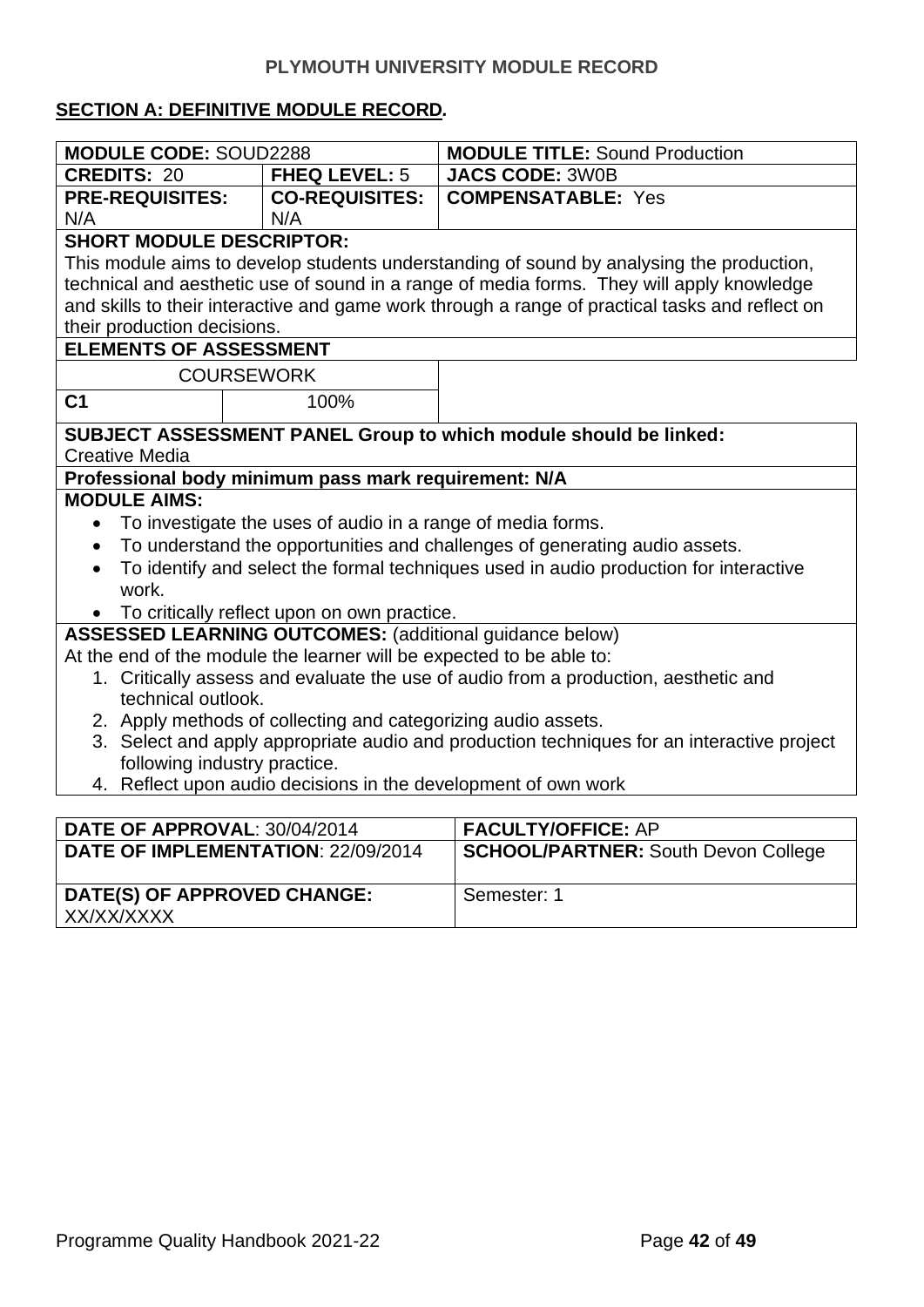**PLYMOUTH UNIVERSITY MODULE RECORD**

**SECTION A: DEFINITIVE MODULE RECORD.**

| **MODULE CODE:** SOUD2288 | | **MODULE TITLE:** Sound Production |
|---|---|---|
| **CREDITS:** 20 | **FHEQ LEVEL:** 5 | **JACS CODE:** 3W0B |
| **PRE-REQUISITES:** N/A | **CO-REQUISITES:** N/A | **COMPENSATABLE:** Yes |

**SHORT MODULE DESCRIPTOR:**

This module aims to develop students understanding of sound by analysing the production, technical and aesthetic use of sound in a range of media forms. They will apply knowledge and skills to their interactive and game work through a range of practical tasks and reflect on their production decisions.

**ELEMENTS OF ASSESSMENT**

| COURSEWORK | |
|---|---|
| **C1** | 100% |

**SUBJECT ASSESSMENT PANEL Group to which module should be linked:**
Creative Media

**Professional body minimum pass mark requirement: N/A**

**MODULE AIMS:**

- To investigate the uses of audio in a range of media forms.
- To understand the opportunities and challenges of generating audio assets.
- To identify and select the formal techniques used in audio production for interactive work.
- To critically reflect upon on own practice.

**ASSESSED LEARNING OUTCOMES:** (additional guidance below)

At the end of the module the learner will be expected to be able to:

1. Critically assess and evaluate the use of audio from a production, aesthetic and technical outlook.
2. Apply methods of collecting and categorizing audio assets.
3. Select and apply appropriate audio and production techniques for an interactive project following industry practice.
4. Reflect upon audio decisions in the development of own work

| **DATE OF APPROVAL**: 30/04/2014 | **FACULTY/OFFICE:** AP |
|---|---|
| **DATE OF IMPLEMENTATION**: 22/09/2014 | **SCHOOL/PARTNER:** South Devon College |
| **DATE(S) OF APPROVED CHANGE:** XX/XX/XXXX | Semester: 1 |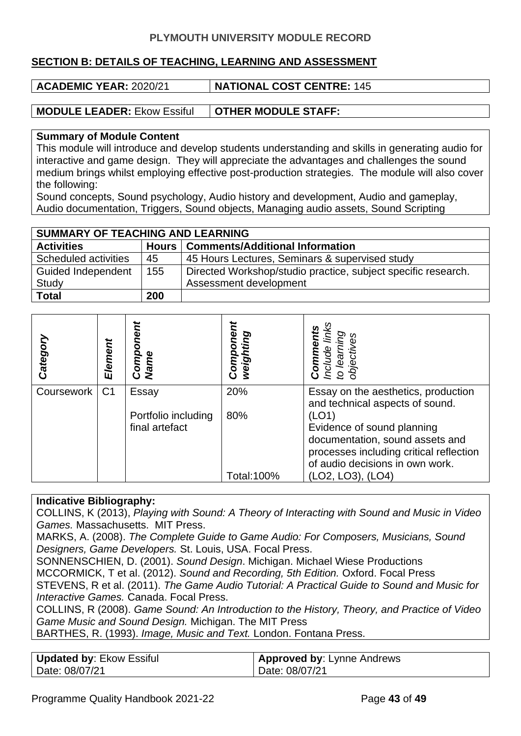**PLYMOUTH UNIVERSITY MODULE RECORD**

## SECTION B: DETAILS OF TEACHING, LEARNING AND ASSESSMENT

| **ACADEMIC YEAR:** 2020/21 | **NATIONAL COST CENTRE:** 145 |
|---|---|

| **MODULE LEADER:** Ekow Essiful | **OTHER MODULE STAFF:** |
|---|---|

**Summary of Module Content**

This module will introduce and develop students understanding and skills in generating audio for interactive and game design. They will appreciate the advantages and challenges the sound medium brings whilst employing effective post-production strategies. The module will also cover the following:

Sound concepts, Sound psychology, Audio history and development, Audio and gameplay, Audio documentation, Triggers, Sound objects, Managing audio assets, Sound Scripting

| **SUMMARY OF TEACHING AND LEARNING** | | |
|---|---|---|
| **Activities** | **Hours** | **Comments/Additional Information** |
| Scheduled activities | 45 | 45 Hours Lectures, Seminars & supervised study |
| Guided Independent Study | 155 | Directed Workshop/studio practice, subject specific research. Assessment development |
| **Total** | **200** | |

| ***Category*** | ***Element*** | ***Component Name*** | ***Component weighting*** | ***Comments*** *Include links to learning objectives* |
|---|---|---|---|---|
| Coursework | C1 | Essay<br><br>Portfolio including final artefact | 20%<br><br>80%<br><br>Total:100% | Essay on the aesthetics, production and technical aspects of sound. (LO1)<br>Evidence of sound planning documentation, sound assets and processes including critical reflection of audio decisions in own work. (LO2, LO3), (LO4) |

**Indicative Bibliography:**

COLLINS, K (2013), *Playing with Sound: A Theory of Interacting with Sound and Music in Video Games.* Massachusetts. MIT Press.
MARKS, A. (2008). *The Complete Guide to Game Audio: For Composers, Musicians, Sound Designers, Game Developers.* St. Louis, USA. Focal Press.
SONNENSCHIEN, D. (2001). *Sound Design*. Michigan. Michael Wiese Productions
MCCORMICK, T et al. (2012). *Sound and Recording, 5th Edition.* Oxford. Focal Press
STEVENS, R et al. (2011). *The Game Audio Tutorial: A Practical Guide to Sound and Music for Interactive Games.* Canada. Focal Press.
COLLINS, R (2008). *Game Sound: An Introduction to the History, Theory, and Practice of Video Game Music and Sound Design.* Michigan. The MIT Press
BARTHES, R. (1993). *Image, Music and Text.* London. Fontana Press.

| **Updated by**: Ekow Essiful<br>Date: 08/07/21 | **Approved by**: Lynne Andrews<br>Date: 08/07/21 |
|---|---|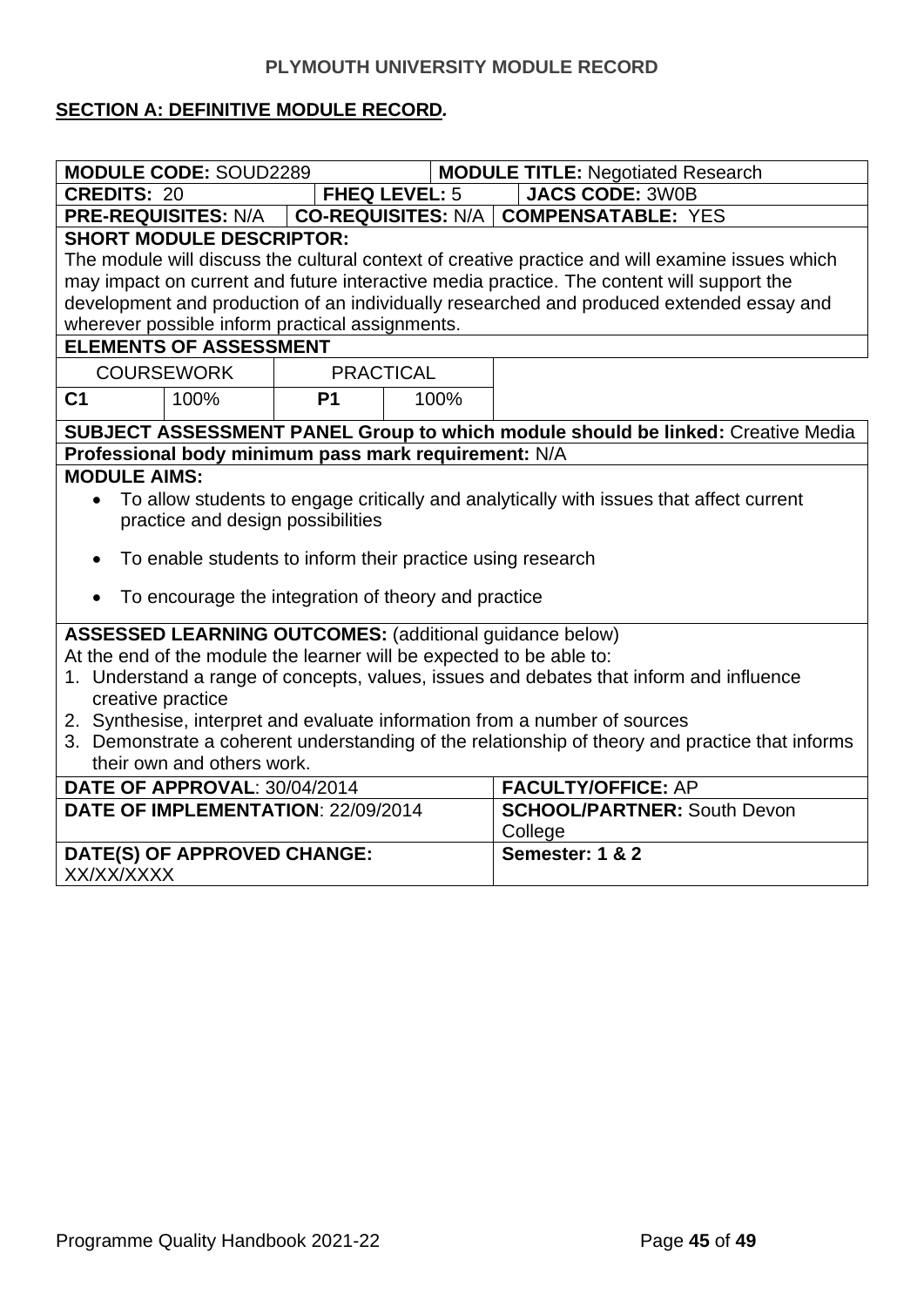**PLYMOUTH UNIVERSITY MODULE RECORD**

**SECTION A: DEFINITIVE MODULE RECORD.**

| **MODULE CODE:** SOUD2289 | **MODULE TITLE:** Negotiated Research |
|---|---|

| **CREDITS:** 20 | **FHEQ LEVEL:** 5 | **JACS CODE:** 3W0B |
|---|---|---|
| **PRE-REQUISITES:** N/A | **CO-REQUISITES:** N/A | **COMPENSATABLE:** YES |

**SHORT MODULE DESCRIPTOR:**

The module will discuss the cultural context of creative practice and will examine issues which may impact on current and future interactive media practice. The content will support the development and production of an individually researched and produced extended essay and wherever possible inform practical assignments.

**ELEMENTS OF ASSESSMENT**

| COURSEWORK | | PRACTICAL | |
|---|---|---|---|
| **C1** | 100% | **P1** | 100% |

**SUBJECT ASSESSMENT PANEL Group to which module should be linked:** Creative Media

**Professional body minimum pass mark requirement:** N/A

**MODULE AIMS:**

- To allow students to engage critically and analytically with issues that affect current practice and design possibilities
- To enable students to inform their practice using research
- To encourage the integration of theory and practice

**ASSESSED LEARNING OUTCOMES:** (additional guidance below)

At the end of the module the learner will be expected to be able to:

1. Understand a range of concepts, values, issues and debates that inform and influence creative practice
2. Synthesise, interpret and evaluate information from a number of sources
3. Demonstrate a coherent understanding of the relationship of theory and practice that informs their own and others work.

| **DATE OF APPROVAL**: 30/04/2014 | **FACULTY/OFFICE:** AP |
|---|---|
| **DATE OF IMPLEMENTATION**: 22/09/2014 | **SCHOOL/PARTNER:** South Devon College |
| **DATE(S) OF APPROVED CHANGE:** XX/XX/XXXX | **Semester: 1 & 2** |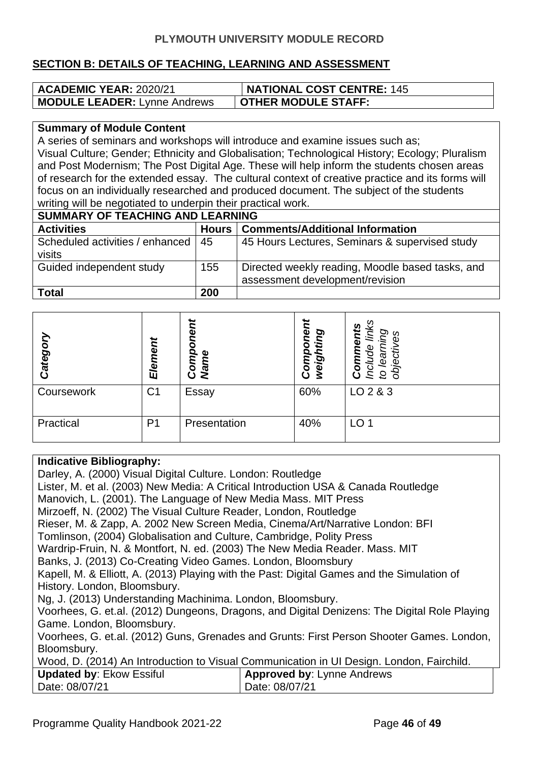**PLYMOUTH UNIVERSITY MODULE RECORD**

## SECTION B: DETAILS OF TEACHING, LEARNING AND ASSESSMENT

| **ACADEMIC YEAR:** 2020/21 | **NATIONAL COST CENTRE:** 145 |
|---|---|
| **MODULE LEADER:** Lynne Andrews | **OTHER MODULE STAFF:** |

**Summary of Module Content**

A series of seminars and workshops will introduce and examine issues such as;
Visual Culture; Gender; Ethnicity and Globalisation; Technological History; Ecology; Pluralism and Post Modernism; The Post Digital Age. These will help inform the students chosen areas of research for the extended essay. The cultural context of creative practice and its forms will focus on an individually researched and produced document. The subject of the students writing will be negotiated to underpin their practical work.

**SUMMARY OF TEACHING AND LEARNING**

| **Activities** | **Hours** | **Comments/Additional Information** |
|---|---|---|
| Scheduled activities / enhanced visits | 45 | 45 Hours Lectures, Seminars & supervised study |
| Guided independent study | 155 | Directed weekly reading, Moodle based tasks, and assessment development/revision |
| **Total** | **200** | |

| ***Category*** | ***Element*** | ***Component Name*** | ***Component weighting*** | ***Comments*** *Include links to learning objectives* |
|---|---|---|---|---|
| Coursework | C1 | Essay | 60% | LO 2 & 3 |
| Practical | P1 | Presentation | 40% | LO 1 |

**Indicative Bibliography:**

Darley, A. (2000) Visual Digital Culture. London: Routledge
Lister, M. et al. (2003) New Media: A Critical Introduction USA & Canada Routledge
Manovich, L. (2001). The Language of New Media Mass. MIT Press
Mirzoeff, N. (2002) The Visual Culture Reader, London, Routledge
Rieser, M. & Zapp, A. 2002 New Screen Media, Cinema/Art/Narrative London: BFI
Tomlinson, (2004) Globalisation and Culture, Cambridge, Polity Press
Wardrip-Fruin, N. & Montfort, N. ed. (2003) The New Media Reader. Mass. MIT
Banks, J. (2013) Co-Creating Video Games. London, Bloomsbury
Kapell, M. & Elliott, A. (2013) Playing with the Past: Digital Games and the Simulation of History. London, Bloomsbury.
Ng, J. (2013) Understanding Machinima. London, Bloomsbury.
Voorhees, G. et.al. (2012) Dungeons, Dragons, and Digital Denizens: The Digital Role Playing Game. London, Bloomsbury.
Voorhees, G. et.al. (2012) Guns, Grenades and Grunts: First Person Shooter Games. London, Bloomsbury.
Wood, D. (2014) An Introduction to Visual Communication in UI Design. London, Fairchild.

| **Updated by**: Ekow Essiful | **Approved by**: Lynne Andrews |
|---|---|
| Date: 08/07/21 | Date: 08/07/21 |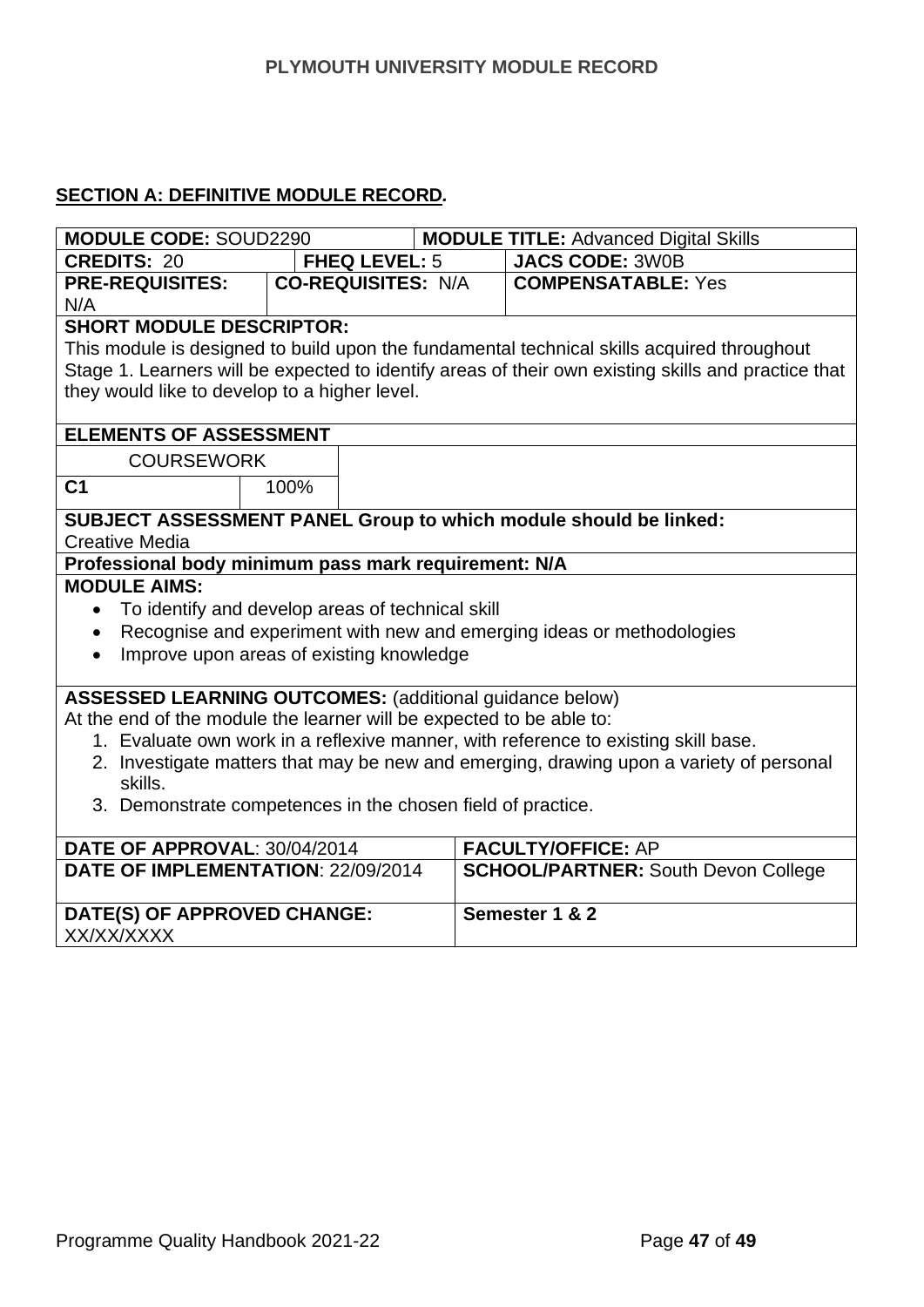**PLYMOUTH UNIVERSITY MODULE RECORD**

## SECTION A: DEFINITIVE MODULE RECORD.

| **MODULE CODE:** SOUD2290 | | **MODULE TITLE:** Advanced Digital Skills |
|---|---|---|
| **CREDITS:** 20 | **FHEQ LEVEL:** 5 | **JACS CODE:** 3W0B |
| **PRE-REQUISITES:** N/A | **CO-REQUISITES:** N/A | **COMPENSATABLE:** Yes |

**SHORT MODULE DESCRIPTOR:**
This module is designed to build upon the fundamental technical skills acquired throughout Stage 1. Learners will be expected to identify areas of their own existing skills and practice that they would like to develop to a higher level.

**ELEMENTS OF ASSESSMENT**

| COURSEWORK | |
|---|---|
| **C1** | 100% |

**SUBJECT ASSESSMENT PANEL Group to which module should be linked:**
Creative Media

**Professional body minimum pass mark requirement: N/A**

**MODULE AIMS:**

- To identify and develop areas of technical skill
- Recognise and experiment with new and emerging ideas or methodologies
- Improve upon areas of existing knowledge

**ASSESSED LEARNING OUTCOMES:** (additional guidance below)
At the end of the module the learner will be expected to be able to:

1. Evaluate own work in a reflexive manner, with reference to existing skill base.
2. Investigate matters that may be new and emerging, drawing upon a variety of personal skills.
3. Demonstrate competences in the chosen field of practice.

| **DATE OF APPROVAL**: 30/04/2014 | **FACULTY/OFFICE:** AP |
|---|---|
| **DATE OF IMPLEMENTATION**: 22/09/2014 | **SCHOOL/PARTNER:** South Devon College |
| **DATE(S) OF APPROVED CHANGE:** XX/XX/XXXX | **Semester 1 & 2** |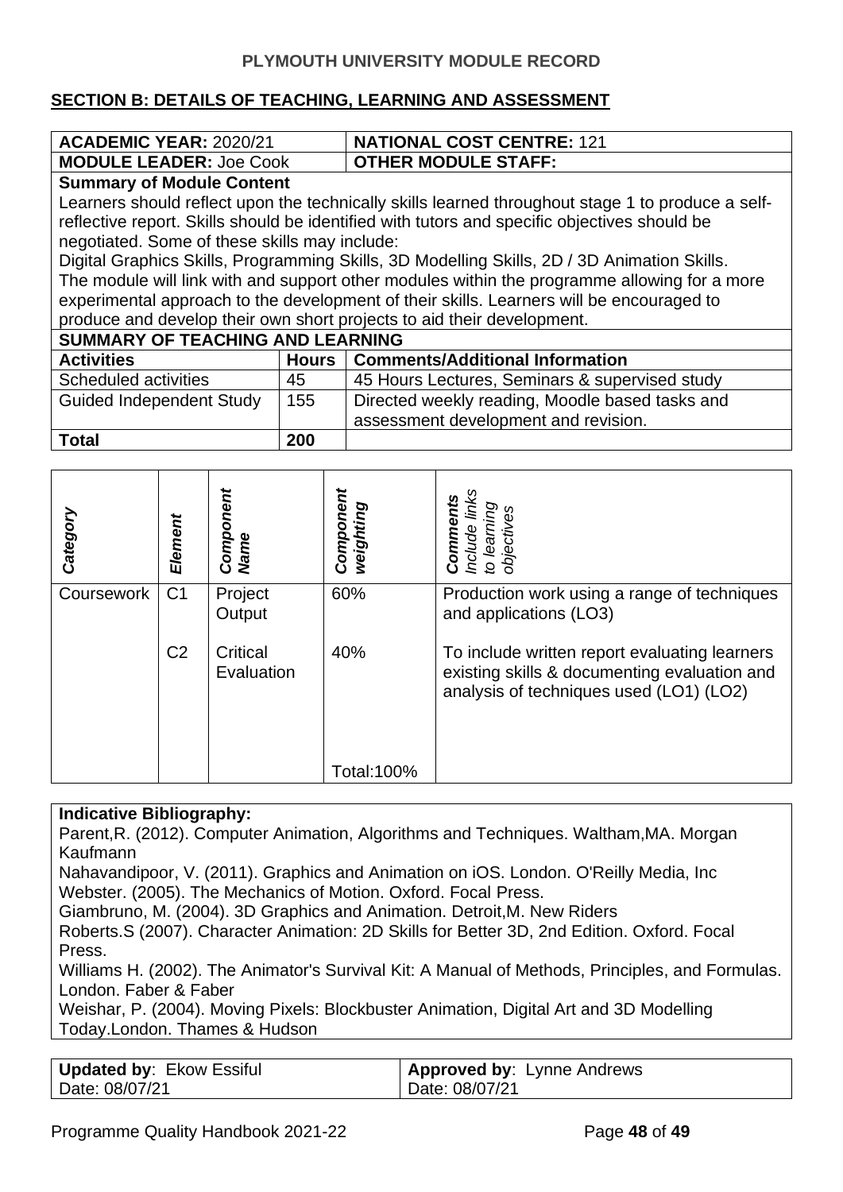**PLYMOUTH UNIVERSITY MODULE RECORD**

## SECTION B: DETAILS OF TEACHING, LEARNING AND ASSESSMENT

| | |
|---|---|
| **ACADEMIC YEAR:** 2020/21 | **NATIONAL COST CENTRE:** 121 |
| **MODULE LEADER:** Joe Cook | **OTHER MODULE STAFF:** |

**Summary of Module Content**

Learners should reflect upon the technically skills learned throughout stage 1 to produce a self-reflective report. Skills should be identified with tutors and specific objectives should be negotiated. Some of these skills may include:

Digital Graphics Skills, Programming Skills, 3D Modelling Skills, 2D / 3D Animation Skills.

The module will link with and support other modules within the programme allowing for a more experimental approach to the development of their skills. Learners will be encouraged to produce and develop their own short projects to aid their development.

**SUMMARY OF TEACHING AND LEARNING**

| **Activities** | **Hours** | **Comments/Additional Information** |
|---|---|---|
| Scheduled activities | 45 | 45 Hours Lectures, Seminars & supervised study |
| Guided Independent Study | 155 | Directed weekly reading, Moodle based tasks and assessment development and revision. |
| **Total** | **200** | |

| *Category* | *Element* | *Component Name* | *Component weighting* | *Comments Include links to learning objectives* |
|---|---|---|---|---|
| Coursework | C1 | Project Output | 60% | Production work using a range of techniques and applications (LO3) |
| | C2 | Critical Evaluation | 40% | To include written report evaluating learners existing skills & documenting evaluation and analysis of techniques used (LO1) (LO2) |
| | | | Total:100% | |

**Indicative Bibliography:**

Parent,R. (2012). Computer Animation, Algorithms and Techniques. Waltham,MA. Morgan Kaufmann

Nahavandipoor, V. (2011). Graphics and Animation on iOS. London. O'Reilly Media, Inc

Webster. (2005). The Mechanics of Motion. Oxford. Focal Press.

Giambruno, M. (2004). 3D Graphics and Animation. Detroit,M. New Riders

Roberts.S (2007). Character Animation: 2D Skills for Better 3D, 2nd Edition. Oxford. Focal Press.

Williams H. (2002). The Animator's Survival Kit: A Manual of Methods, Principles, and Formulas. London. Faber & Faber

Weishar, P. (2004). Moving Pixels: Blockbuster Animation, Digital Art and 3D Modelling Today.London. Thames & Hudson

| | |
|---|---|
| **Updated by**: Ekow Essiful<br>Date: 08/07/21 | **Approved by**: Lynne Andrews<br>Date: 08/07/21 |